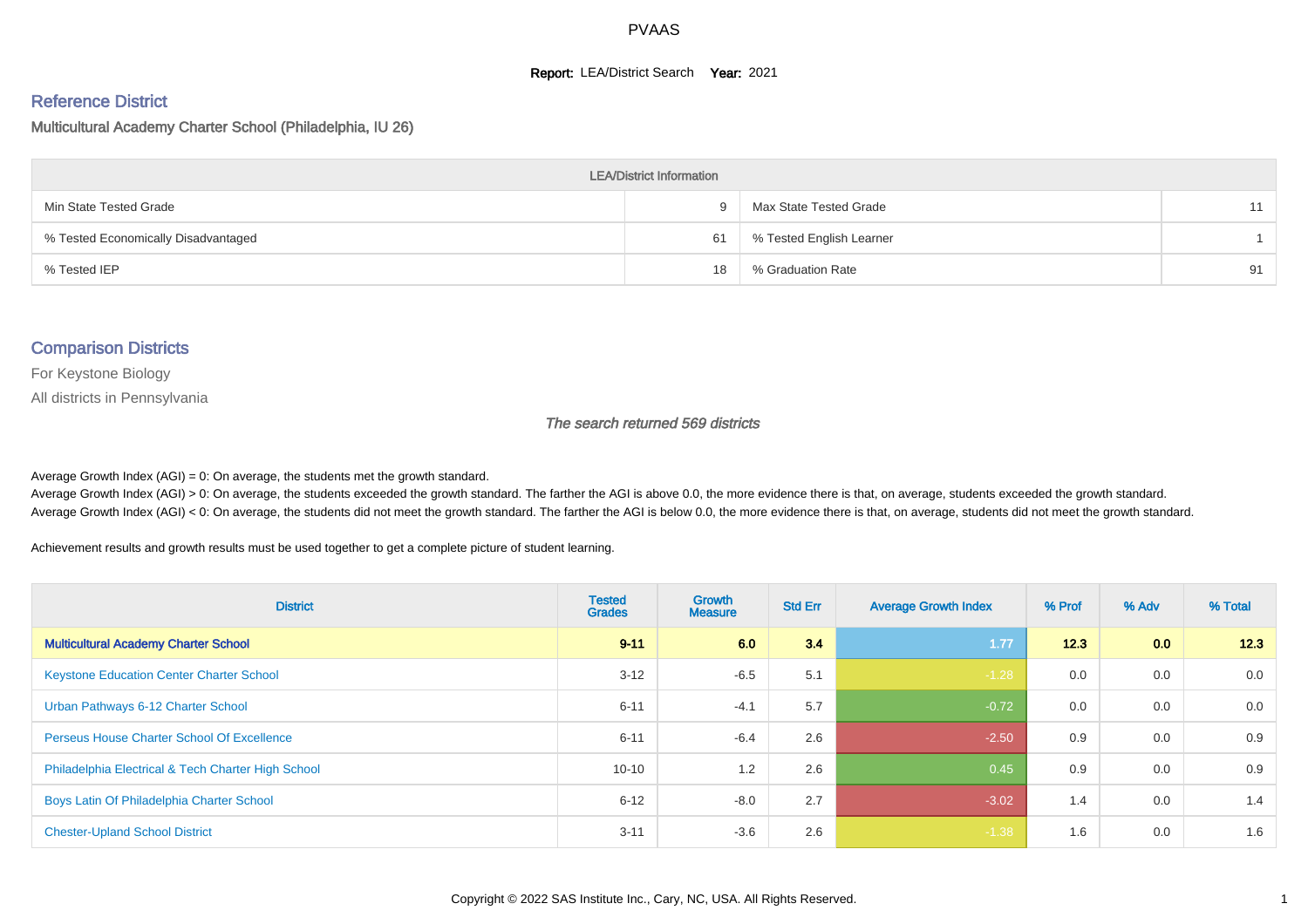PVAAS

**Report:** LEA/District Search **Year:** 2021

## Reference District

### Multicultural Academy Charter School (Philadelphia, IU 26)

| LEA/District Information | | | |
|---|---|---|---|
| Min State Tested Grade | 9 | Max State Tested Grade | 11 |
| % Tested Economically Disadvantaged | 61 | % Tested English Learner | 1 |
| % Tested IEP | 18 | % Graduation Rate | 91 |

## Comparison Districts

For Keystone Biology

All districts in Pennsylvania

*The search returned 569 districts*

Average Growth Index (AGI) = 0: On average, the students met the growth standard.
Average Growth Index (AGI) > 0: On average, the students exceeded the growth standard. The farther the AGI is above 0.0, the more evidence there is that, on average, students exceeded the growth standard.
Average Growth Index (AGI) < 0: On average, the students did not meet the growth standard. The farther the AGI is below 0.0, the more evidence there is that, on average, students did not meet the growth standard.

Achievement results and growth results must be used together to get a complete picture of student learning.

| District | Tested Grades | Growth Measure | Std Err | Average Growth Index | % Prof | % Adv | % Total |
|---|---|---|---|---|---|---|---|
| **Multicultural Academy Charter School** | **9-11** | **6.0** | **3.4** | **1.77** | **12.3** | **0.0** | **12.3** |
| Keystone Education Center Charter School | 3-12 | -6.5 | 5.1 | -1.28 | 0.0 | 0.0 | 0.0 |
| Urban Pathways 6-12 Charter School | 6-11 | -4.1 | 5.7 | -0.72 | 0.0 | 0.0 | 0.0 |
| Perseus House Charter School Of Excellence | 6-11 | -6.4 | 2.6 | -2.50 | 0.9 | 0.0 | 0.9 |
| Philadelphia Electrical & Tech Charter High School | 10-10 | 1.2 | 2.6 | 0.45 | 0.9 | 0.0 | 0.9 |
| Boys Latin Of Philadelphia Charter School | 6-12 | -8.0 | 2.7 | -3.02 | 1.4 | 0.0 | 1.4 |
| Chester-Upland School District | 3-11 | -3.6 | 2.6 | -1.38 | 1.6 | 0.0 | 1.6 |

Copyright © 2022 SAS Institute Inc., Cary, NC, USA. All Rights Reserved.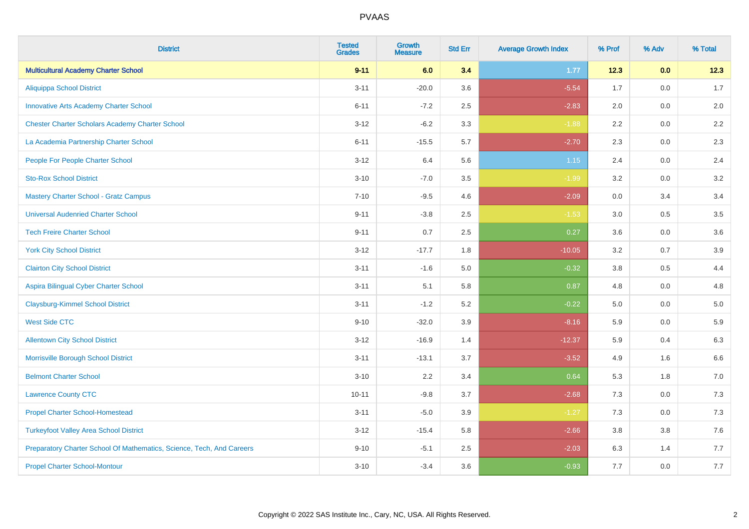# PVAAS

| District | Tested Grades | Growth Measure | Std Err | Average Growth Index | % Prof | % Adv | % Total |
|---|---|---|---|---|---|---|---|
| **Multicultural Academy Charter School** | **9-11** | **6.0** | **3.4** | **1.77** | **12.3** | **0.0** | **12.3** |
| Aliquippa School District | 3-11 | -20.0 | 3.6 | -5.54 | 1.7 | 0.0 | 1.7 |
| Innovative Arts Academy Charter School | 6-11 | -7.2 | 2.5 | -2.83 | 2.0 | 0.0 | 2.0 |
| Chester Charter Scholars Academy Charter School | 3-12 | -6.2 | 3.3 | -1.88 | 2.2 | 0.0 | 2.2 |
| La Academia Partnership Charter School | 6-11 | -15.5 | 5.7 | -2.70 | 2.3 | 0.0 | 2.3 |
| People For People Charter School | 3-12 | 6.4 | 5.6 | 1.15 | 2.4 | 0.0 | 2.4 |
| Sto-Rox School District | 3-10 | -7.0 | 3.5 | -1.99 | 3.2 | 0.0 | 3.2 |
| Mastery Charter School - Gratz Campus | 7-10 | -9.5 | 4.6 | -2.09 | 0.0 | 3.4 | 3.4 |
| Universal Audenried Charter School | 9-11 | -3.8 | 2.5 | -1.53 | 3.0 | 0.5 | 3.5 |
| Tech Freire Charter School | 9-11 | 0.7 | 2.5 | 0.27 | 3.6 | 0.0 | 3.6 |
| York City School District | 3-12 | -17.7 | 1.8 | -10.05 | 3.2 | 0.7 | 3.9 |
| Clairton City School District | 3-11 | -1.6 | 5.0 | -0.32 | 3.8 | 0.5 | 4.4 |
| Aspira Bilingual Cyber Charter School | 3-11 | 5.1 | 5.8 | 0.87 | 4.8 | 0.0 | 4.8 |
| Claysburg-Kimmel School District | 3-11 | -1.2 | 5.2 | -0.22 | 5.0 | 0.0 | 5.0 |
| West Side CTC | 9-10 | -32.0 | 3.9 | -8.16 | 5.9 | 0.0 | 5.9 |
| Allentown City School District | 3-12 | -16.9 | 1.4 | -12.37 | 5.9 | 0.4 | 6.3 |
| Morrisville Borough School District | 3-11 | -13.1 | 3.7 | -3.52 | 4.9 | 1.6 | 6.6 |
| Belmont Charter School | 3-10 | 2.2 | 3.4 | 0.64 | 5.3 | 1.8 | 7.0 |
| Lawrence County CTC | 10-11 | -9.8 | 3.7 | -2.68 | 7.3 | 0.0 | 7.3 |
| Propel Charter School-Homestead | 3-11 | -5.0 | 3.9 | -1.27 | 7.3 | 0.0 | 7.3 |
| Turkeyfoot Valley Area School District | 3-12 | -15.4 | 5.8 | -2.66 | 3.8 | 3.8 | 7.6 |
| Preparatory Charter School Of Mathematics, Science, Tech, And Careers | 9-10 | -5.1 | 2.5 | -2.03 | 6.3 | 1.4 | 7.7 |
| Propel Charter School-Montour | 3-10 | -3.4 | 3.6 | -0.93 | 7.7 | 0.0 | 7.7 |

Copyright © 2022 SAS Institute Inc., Cary, NC, USA. All Rights Reserved.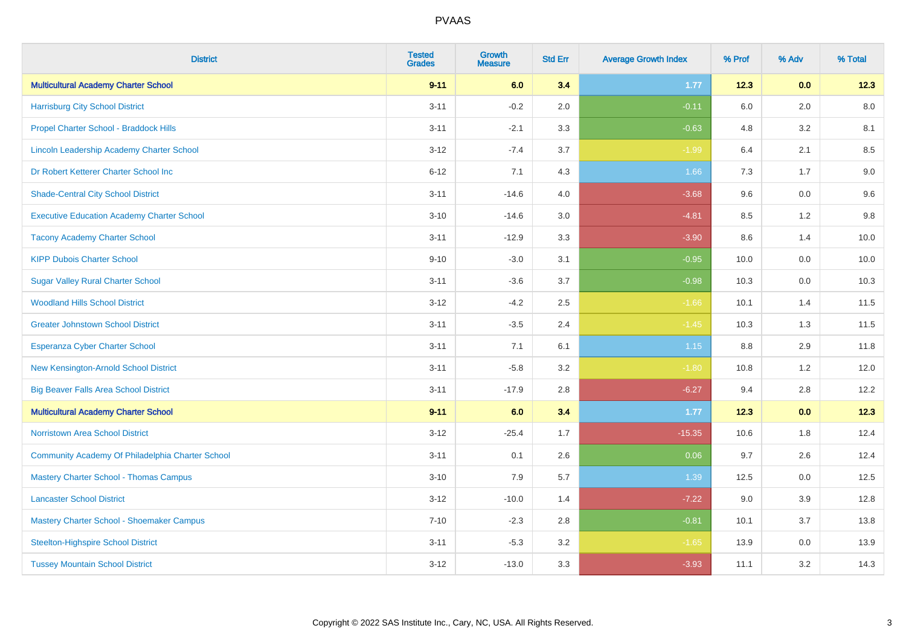# PVAAS

| District | Tested Grades | Growth Measure | Std Err | Average Growth Index | % Prof | % Adv | % Total |
|---|---|---|---|---|---|---|---|
| **Multicultural Academy Charter School** | **9-11** | **6.0** | **3.4** | **1.77** | **12.3** | **0.0** | **12.3** |
| Harrisburg City School District | 3-11 | -0.2 | 2.0 | -0.11 | 6.0 | 2.0 | 8.0 |
| Propel Charter School - Braddock Hills | 3-11 | -2.1 | 3.3 | -0.63 | 4.8 | 3.2 | 8.1 |
| Lincoln Leadership Academy Charter School | 3-12 | -7.4 | 3.7 | -1.99 | 6.4 | 2.1 | 8.5 |
| Dr Robert Ketterer Charter School Inc | 6-12 | 7.1 | 4.3 | 1.66 | 7.3 | 1.7 | 9.0 |
| Shade-Central City School District | 3-11 | -14.6 | 4.0 | -3.68 | 9.6 | 0.0 | 9.6 |
| Executive Education Academy Charter School | 3-10 | -14.6 | 3.0 | -4.81 | 8.5 | 1.2 | 9.8 |
| Tacony Academy Charter School | 3-11 | -12.9 | 3.3 | -3.90 | 8.6 | 1.4 | 10.0 |
| KIPP Dubois Charter School | 9-10 | -3.0 | 3.1 | -0.95 | 10.0 | 0.0 | 10.0 |
| Sugar Valley Rural Charter School | 3-11 | -3.6 | 3.7 | -0.98 | 10.3 | 0.0 | 10.3 |
| Woodland Hills School District | 3-12 | -4.2 | 2.5 | -1.66 | 10.1 | 1.4 | 11.5 |
| Greater Johnstown School District | 3-11 | -3.5 | 2.4 | -1.45 | 10.3 | 1.3 | 11.5 |
| Esperanza Cyber Charter School | 3-11 | 7.1 | 6.1 | 1.15 | 8.8 | 2.9 | 11.8 |
| New Kensington-Arnold School District | 3-11 | -5.8 | 3.2 | -1.80 | 10.8 | 1.2 | 12.0 |
| Big Beaver Falls Area School District | 3-11 | -17.9 | 2.8 | -6.27 | 9.4 | 2.8 | 12.2 |
| **Multicultural Academy Charter School** | **9-11** | **6.0** | **3.4** | **1.77** | **12.3** | **0.0** | **12.3** |
| Norristown Area School District | 3-12 | -25.4 | 1.7 | -15.35 | 10.6 | 1.8 | 12.4 |
| Community Academy Of Philadelphia Charter School | 3-11 | 0.1 | 2.6 | 0.06 | 9.7 | 2.6 | 12.4 |
| Mastery Charter School - Thomas Campus | 3-10 | 7.9 | 5.7 | 1.39 | 12.5 | 0.0 | 12.5 |
| Lancaster School District | 3-12 | -10.0 | 1.4 | -7.22 | 9.0 | 3.9 | 12.8 |
| Mastery Charter School - Shoemaker Campus | 7-10 | -2.3 | 2.8 | -0.81 | 10.1 | 3.7 | 13.8 |
| Steelton-Highspire School District | 3-11 | -5.3 | 3.2 | -1.65 | 13.9 | 0.0 | 13.9 |
| Tussey Mountain School District | 3-12 | -13.0 | 3.3 | -3.93 | 11.1 | 3.2 | 14.3 |

Copyright © 2022 SAS Institute Inc., Cary, NC, USA. All Rights Reserved.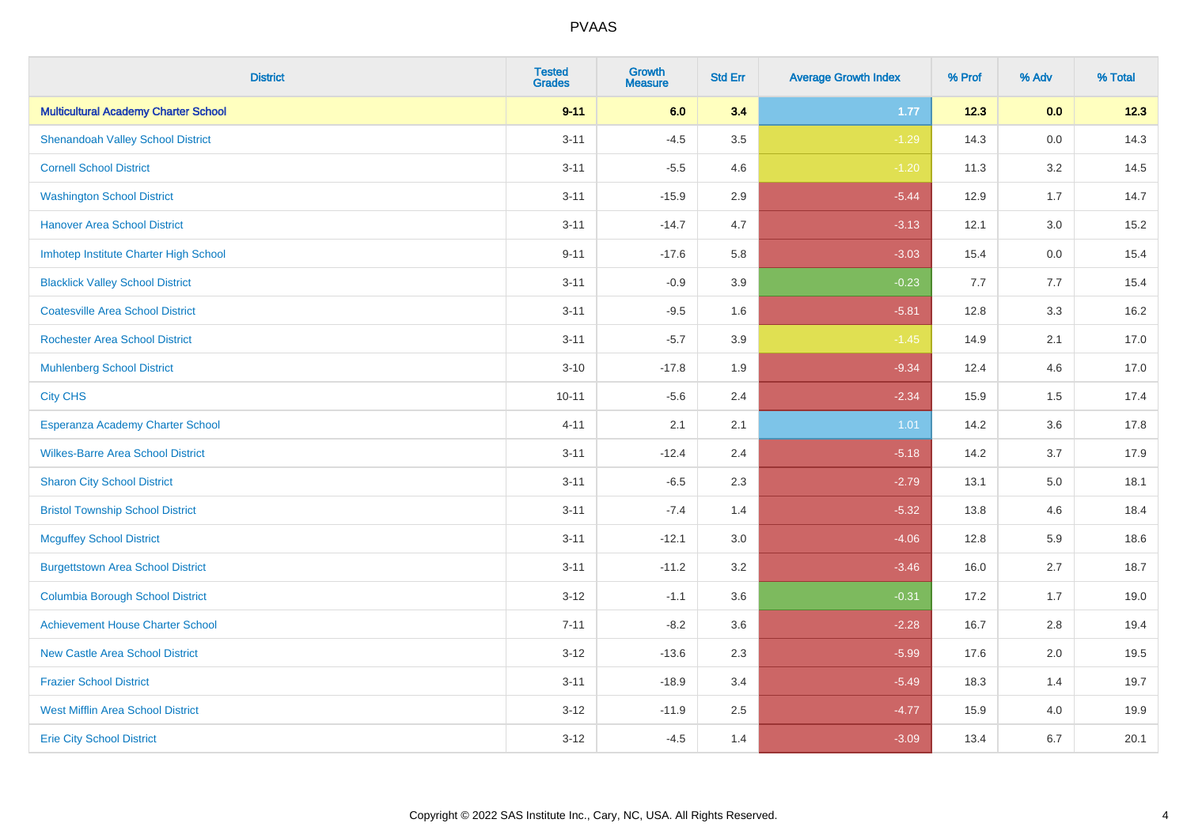# PVAAS

| District | Tested Grades | Growth Measure | Std Err | Average Growth Index | % Prof | % Adv | % Total |
|---|---|---|---|---|---|---|---|
| **Multicultural Academy Charter School** | **9-11** | **6.0** | **3.4** | **1.77** | **12.3** | **0.0** | **12.3** |
| Shenandoah Valley School District | 3-11 | -4.5 | 3.5 | -1.29 | 14.3 | 0.0 | 14.3 |
| Cornell School District | 3-11 | -5.5 | 4.6 | -1.20 | 11.3 | 3.2 | 14.5 |
| Washington School District | 3-11 | -15.9 | 2.9 | -5.44 | 12.9 | 1.7 | 14.7 |
| Hanover Area School District | 3-11 | -14.7 | 4.7 | -3.13 | 12.1 | 3.0 | 15.2 |
| Imhotep Institute Charter High School | 9-11 | -17.6 | 5.8 | -3.03 | 15.4 | 0.0 | 15.4 |
| Blacklick Valley School District | 3-11 | -0.9 | 3.9 | -0.23 | 7.7 | 7.7 | 15.4 |
| Coatesville Area School District | 3-11 | -9.5 | 1.6 | -5.81 | 12.8 | 3.3 | 16.2 |
| Rochester Area School District | 3-11 | -5.7 | 3.9 | -1.45 | 14.9 | 2.1 | 17.0 |
| Muhlenberg School District | 3-10 | -17.8 | 1.9 | -9.34 | 12.4 | 4.6 | 17.0 |
| City CHS | 10-11 | -5.6 | 2.4 | -2.34 | 15.9 | 1.5 | 17.4 |
| Esperanza Academy Charter School | 4-11 | 2.1 | 2.1 | 1.01 | 14.2 | 3.6 | 17.8 |
| Wilkes-Barre Area School District | 3-11 | -12.4 | 2.4 | -5.18 | 14.2 | 3.7 | 17.9 |
| Sharon City School District | 3-11 | -6.5 | 2.3 | -2.79 | 13.1 | 5.0 | 18.1 |
| Bristol Township School District | 3-11 | -7.4 | 1.4 | -5.32 | 13.8 | 4.6 | 18.4 |
| Mcguffey School District | 3-11 | -12.1 | 3.0 | -4.06 | 12.8 | 5.9 | 18.6 |
| Burgettstown Area School District | 3-11 | -11.2 | 3.2 | -3.46 | 16.0 | 2.7 | 18.7 |
| Columbia Borough School District | 3-12 | -1.1 | 3.6 | -0.31 | 17.2 | 1.7 | 19.0 |
| Achievement House Charter School | 7-11 | -8.2 | 3.6 | -2.28 | 16.7 | 2.8 | 19.4 |
| New Castle Area School District | 3-12 | -13.6 | 2.3 | -5.99 | 17.6 | 2.0 | 19.5 |
| Frazier School District | 3-11 | -18.9 | 3.4 | -5.49 | 18.3 | 1.4 | 19.7 |
| West Mifflin Area School District | 3-12 | -11.9 | 2.5 | -4.77 | 15.9 | 4.0 | 19.9 |
| Erie City School District | 3-12 | -4.5 | 1.4 | -3.09 | 13.4 | 6.7 | 20.1 |

Copyright © 2022 SAS Institute Inc., Cary, NC, USA. All Rights Reserved.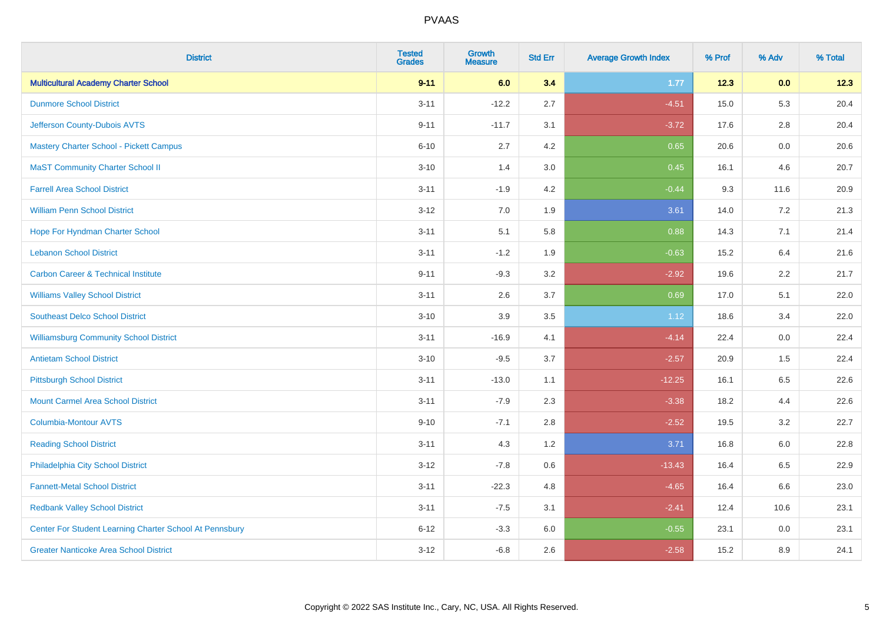| District | Tested Grades | Growth Measure | Std Err | Average Growth Index | % Prof | % Adv | % Total |
|---|---|---|---|---|---|---|---|
| **Multicultural Academy Charter School** | **9-11** | **6.0** | **3.4** | **1.77** | **12.3** | **0.0** | **12.3** |
| Dunmore School District | 3-11 | -12.2 | 2.7 | -4.51 | 15.0 | 5.3 | 20.4 |
| Jefferson County-Dubois AVTS | 9-11 | -11.7 | 3.1 | -3.72 | 17.6 | 2.8 | 20.4 |
| Mastery Charter School - Pickett Campus | 6-10 | 2.7 | 4.2 | 0.65 | 20.6 | 0.0 | 20.6 |
| MaST Community Charter School II | 3-10 | 1.4 | 3.0 | 0.45 | 16.1 | 4.6 | 20.7 |
| Farrell Area School District | 3-11 | -1.9 | 4.2 | -0.44 | 9.3 | 11.6 | 20.9 |
| William Penn School District | 3-12 | 7.0 | 1.9 | 3.61 | 14.0 | 7.2 | 21.3 |
| Hope For Hyndman Charter School | 3-11 | 5.1 | 5.8 | 0.88 | 14.3 | 7.1 | 21.4 |
| Lebanon School District | 3-11 | -1.2 | 1.9 | -0.63 | 15.2 | 6.4 | 21.6 |
| Carbon Career & Technical Institute | 9-11 | -9.3 | 3.2 | -2.92 | 19.6 | 2.2 | 21.7 |
| Williams Valley School District | 3-11 | 2.6 | 3.7 | 0.69 | 17.0 | 5.1 | 22.0 |
| Southeast Delco School District | 3-10 | 3.9 | 3.5 | 1.12 | 18.6 | 3.4 | 22.0 |
| Williamsburg Community School District | 3-11 | -16.9 | 4.1 | -4.14 | 22.4 | 0.0 | 22.4 |
| Antietam School District | 3-10 | -9.5 | 3.7 | -2.57 | 20.9 | 1.5 | 22.4 |
| Pittsburgh School District | 3-11 | -13.0 | 1.1 | -12.25 | 16.1 | 6.5 | 22.6 |
| Mount Carmel Area School District | 3-11 | -7.9 | 2.3 | -3.38 | 18.2 | 4.4 | 22.6 |
| Columbia-Montour AVTS | 9-10 | -7.1 | 2.8 | -2.52 | 19.5 | 3.2 | 22.7 |
| Reading School District | 3-11 | 4.3 | 1.2 | 3.71 | 16.8 | 6.0 | 22.8 |
| Philadelphia City School District | 3-12 | -7.8 | 0.6 | -13.43 | 16.4 | 6.5 | 22.9 |
| Fannett-Metal School District | 3-11 | -22.3 | 4.8 | -4.65 | 16.4 | 6.6 | 23.0 |
| Redbank Valley School District | 3-11 | -7.5 | 3.1 | -2.41 | 12.4 | 10.6 | 23.1 |
| Center For Student Learning Charter School At Pennsbury | 6-12 | -3.3 | 6.0 | -0.55 | 23.1 | 0.0 | 23.1 |
| Greater Nanticoke Area School District | 3-12 | -6.8 | 2.6 | -2.58 | 15.2 | 8.9 | 24.1 |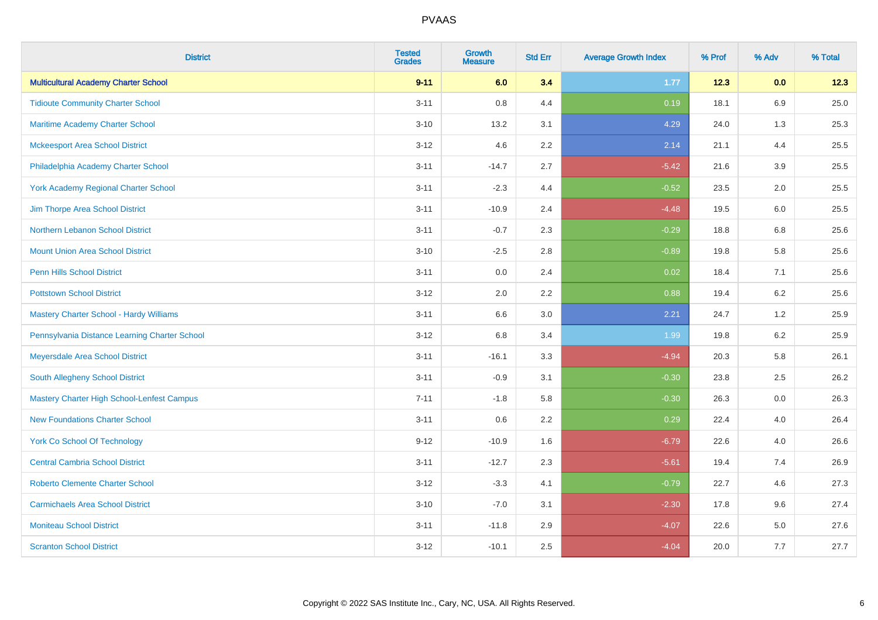| District | Tested Grades | Growth Measure | Std Err | Average Growth Index | % Prof | % Adv | % Total |
|---|---|---|---|---|---|---|---|
| **Multicultural Academy Charter School** | **9-11** | **6.0** | **3.4** | **1.77** | **12.3** | **0.0** | **12.3** |
| Tidioute Community Charter School | 3-11 | 0.8 | 4.4 | 0.19 | 18.1 | 6.9 | 25.0 |
| Maritime Academy Charter School | 3-10 | 13.2 | 3.1 | 4.29 | 24.0 | 1.3 | 25.3 |
| Mckeesport Area School District | 3-12 | 4.6 | 2.2 | 2.14 | 21.1 | 4.4 | 25.5 |
| Philadelphia Academy Charter School | 3-11 | -14.7 | 2.7 | -5.42 | 21.6 | 3.9 | 25.5 |
| York Academy Regional Charter School | 3-11 | -2.3 | 4.4 | -0.52 | 23.5 | 2.0 | 25.5 |
| Jim Thorpe Area School District | 3-11 | -10.9 | 2.4 | -4.48 | 19.5 | 6.0 | 25.5 |
| Northern Lebanon School District | 3-11 | -0.7 | 2.3 | -0.29 | 18.8 | 6.8 | 25.6 |
| Mount Union Area School District | 3-10 | -2.5 | 2.8 | -0.89 | 19.8 | 5.8 | 25.6 |
| Penn Hills School District | 3-11 | 0.0 | 2.4 | 0.02 | 18.4 | 7.1 | 25.6 |
| Pottstown School District | 3-12 | 2.0 | 2.2 | 0.88 | 19.4 | 6.2 | 25.6 |
| Mastery Charter School - Hardy Williams | 3-11 | 6.6 | 3.0 | 2.21 | 24.7 | 1.2 | 25.9 |
| Pennsylvania Distance Learning Charter School | 3-12 | 6.8 | 3.4 | 1.99 | 19.8 | 6.2 | 25.9 |
| Meyersdale Area School District | 3-11 | -16.1 | 3.3 | -4.94 | 20.3 | 5.8 | 26.1 |
| South Allegheny School District | 3-11 | -0.9 | 3.1 | -0.30 | 23.8 | 2.5 | 26.2 |
| Mastery Charter High School-Lenfest Campus | 7-11 | -1.8 | 5.8 | -0.30 | 26.3 | 0.0 | 26.3 |
| New Foundations Charter School | 3-11 | 0.6 | 2.2 | 0.29 | 22.4 | 4.0 | 26.4 |
| York Co School Of Technology | 9-12 | -10.9 | 1.6 | -6.79 | 22.6 | 4.0 | 26.6 |
| Central Cambria School District | 3-11 | -12.7 | 2.3 | -5.61 | 19.4 | 7.4 | 26.9 |
| Roberto Clemente Charter School | 3-12 | -3.3 | 4.1 | -0.79 | 22.7 | 4.6 | 27.3 |
| Carmichaels Area School District | 3-10 | -7.0 | 3.1 | -2.30 | 17.8 | 9.6 | 27.4 |
| Moniteau School District | 3-11 | -11.8 | 2.9 | -4.07 | 22.6 | 5.0 | 27.6 |
| Scranton School District | 3-12 | -10.1 | 2.5 | -4.04 | 20.0 | 7.7 | 27.7 |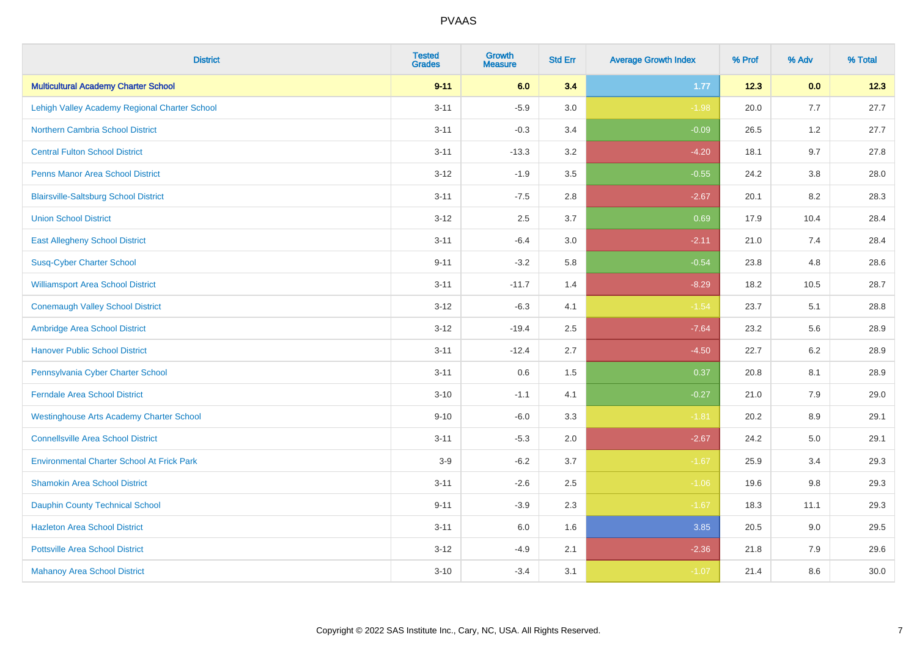# PVAAS

| District | Tested Grades | Growth Measure | Std Err | Average Growth Index | % Prof | % Adv | % Total |
|---|---|---|---|---|---|---|---|
| **Multicultural Academy Charter School** | **9-11** | **6.0** | **3.4** | **1.77** | **12.3** | **0.0** | **12.3** |
| Lehigh Valley Academy Regional Charter School | 3-11 | -5.9 | 3.0 | -1.98 | 20.0 | 7.7 | 27.7 |
| Northern Cambria School District | 3-11 | -0.3 | 3.4 | -0.09 | 26.5 | 1.2 | 27.7 |
| Central Fulton School District | 3-11 | -13.3 | 3.2 | -4.20 | 18.1 | 9.7 | 27.8 |
| Penns Manor Area School District | 3-12 | -1.9 | 3.5 | -0.55 | 24.2 | 3.8 | 28.0 |
| Blairsville-Saltsburg School District | 3-11 | -7.5 | 2.8 | -2.67 | 20.1 | 8.2 | 28.3 |
| Union School District | 3-12 | 2.5 | 3.7 | 0.69 | 17.9 | 10.4 | 28.4 |
| East Allegheny School District | 3-11 | -6.4 | 3.0 | -2.11 | 21.0 | 7.4 | 28.4 |
| Susq-Cyber Charter School | 9-11 | -3.2 | 5.8 | -0.54 | 23.8 | 4.8 | 28.6 |
| Williamsport Area School District | 3-11 | -11.7 | 1.4 | -8.29 | 18.2 | 10.5 | 28.7 |
| Conemaugh Valley School District | 3-12 | -6.3 | 4.1 | -1.54 | 23.7 | 5.1 | 28.8 |
| Ambridge Area School District | 3-12 | -19.4 | 2.5 | -7.64 | 23.2 | 5.6 | 28.9 |
| Hanover Public School District | 3-11 | -12.4 | 2.7 | -4.50 | 22.7 | 6.2 | 28.9 |
| Pennsylvania Cyber Charter School | 3-11 | 0.6 | 1.5 | 0.37 | 20.8 | 8.1 | 28.9 |
| Ferndale Area School District | 3-10 | -1.1 | 4.1 | -0.27 | 21.0 | 7.9 | 29.0 |
| Westinghouse Arts Academy Charter School | 9-10 | -6.0 | 3.3 | -1.81 | 20.2 | 8.9 | 29.1 |
| Connellsville Area School District | 3-11 | -5.3 | 2.0 | -2.67 | 24.2 | 5.0 | 29.1 |
| Environmental Charter School At Frick Park | 3-9 | -6.2 | 3.7 | -1.67 | 25.9 | 3.4 | 29.3 |
| Shamokin Area School District | 3-11 | -2.6 | 2.5 | -1.06 | 19.6 | 9.8 | 29.3 |
| Dauphin County Technical School | 9-11 | -3.9 | 2.3 | -1.67 | 18.3 | 11.1 | 29.3 |
| Hazleton Area School District | 3-11 | 6.0 | 1.6 | 3.85 | 20.5 | 9.0 | 29.5 |
| Pottsville Area School District | 3-12 | -4.9 | 2.1 | -2.36 | 21.8 | 7.9 | 29.6 |
| Mahanoy Area School District | 3-10 | -3.4 | 3.1 | -1.07 | 21.4 | 8.6 | 30.0 |

Copyright © 2022 SAS Institute Inc., Cary, NC, USA. All Rights Reserved.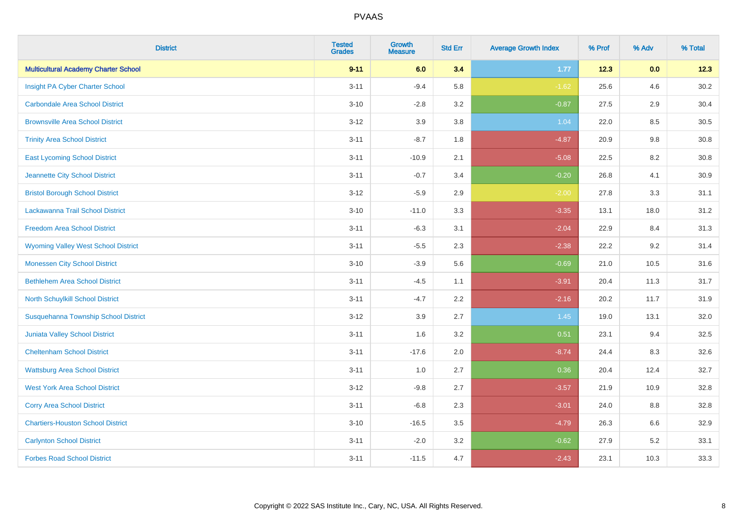# PVAAS

| District | Tested Grades | Growth Measure | Std Err | Average Growth Index | % Prof | % Adv | % Total |
|---|---|---|---|---|---|---|---|
| **Multicultural Academy Charter School** | **9-11** | **6.0** | **3.4** | **1.77** | **12.3** | **0.0** | **12.3** |
| Insight PA Cyber Charter School | 3-11 | -9.4 | 5.8 | -1.62 | 25.6 | 4.6 | 30.2 |
| Carbondale Area School District | 3-10 | -2.8 | 3.2 | -0.87 | 27.5 | 2.9 | 30.4 |
| Brownsville Area School District | 3-12 | 3.9 | 3.8 | 1.04 | 22.0 | 8.5 | 30.5 |
| Trinity Area School District | 3-11 | -8.7 | 1.8 | -4.87 | 20.9 | 9.8 | 30.8 |
| East Lycoming School District | 3-11 | -10.9 | 2.1 | -5.08 | 22.5 | 8.2 | 30.8 |
| Jeannette City School District | 3-11 | -0.7 | 3.4 | -0.20 | 26.8 | 4.1 | 30.9 |
| Bristol Borough School District | 3-12 | -5.9 | 2.9 | -2.00 | 27.8 | 3.3 | 31.1 |
| Lackawanna Trail School District | 3-10 | -11.0 | 3.3 | -3.35 | 13.1 | 18.0 | 31.2 |
| Freedom Area School District | 3-11 | -6.3 | 3.1 | -2.04 | 22.9 | 8.4 | 31.3 |
| Wyoming Valley West School District | 3-11 | -5.5 | 2.3 | -2.38 | 22.2 | 9.2 | 31.4 |
| Monessen City School District | 3-10 | -3.9 | 5.6 | -0.69 | 21.0 | 10.5 | 31.6 |
| Bethlehem Area School District | 3-11 | -4.5 | 1.1 | -3.91 | 20.4 | 11.3 | 31.7 |
| North Schuylkill School District | 3-11 | -4.7 | 2.2 | -2.16 | 20.2 | 11.7 | 31.9 |
| Susquehanna Township School District | 3-12 | 3.9 | 2.7 | 1.45 | 19.0 | 13.1 | 32.0 |
| Juniata Valley School District | 3-11 | 1.6 | 3.2 | 0.51 | 23.1 | 9.4 | 32.5 |
| Cheltenham School District | 3-11 | -17.6 | 2.0 | -8.74 | 24.4 | 8.3 | 32.6 |
| Wattsburg Area School District | 3-11 | 1.0 | 2.7 | 0.36 | 20.4 | 12.4 | 32.7 |
| West York Area School District | 3-12 | -9.8 | 2.7 | -3.57 | 21.9 | 10.9 | 32.8 |
| Corry Area School District | 3-11 | -6.8 | 2.3 | -3.01 | 24.0 | 8.8 | 32.8 |
| Chartiers-Houston School District | 3-10 | -16.5 | 3.5 | -4.79 | 26.3 | 6.6 | 32.9 |
| Carlynton School District | 3-11 | -2.0 | 3.2 | -0.62 | 27.9 | 5.2 | 33.1 |
| Forbes Road School District | 3-11 | -11.5 | 4.7 | -2.43 | 23.1 | 10.3 | 33.3 |

Copyright © 2022 SAS Institute Inc., Cary, NC, USA. All Rights Reserved.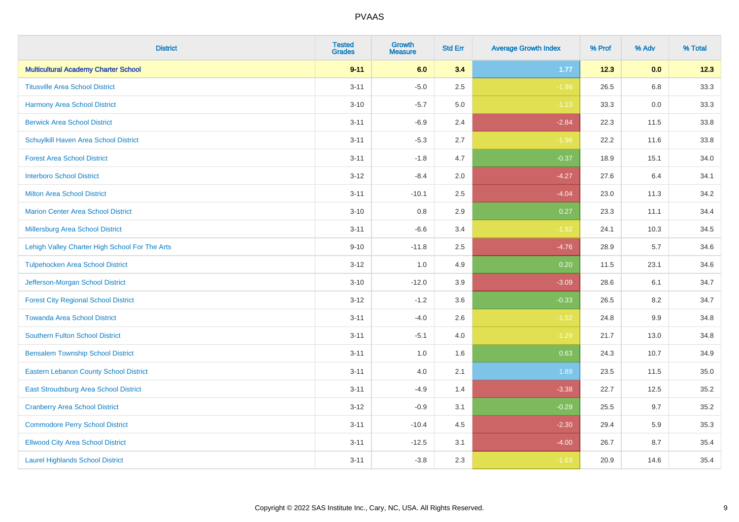# PVAAS

| District | Tested Grades | Growth Measure | Std Err | Average Growth Index | % Prof | % Adv | % Total |
|---|---|---|---|---|---|---|---|
| **Multicultural Academy Charter School** | **9-11** | **6.0** | **3.4** | **1.77** | **12.3** | **0.0** | **12.3** |
| Titusville Area School District | 3-11 | -5.0 | 2.5 | -1.98 | 26.5 | 6.8 | 33.3 |
| Harmony Area School District | 3-10 | -5.7 | 5.0 | -1.13 | 33.3 | 0.0 | 33.3 |
| Berwick Area School District | 3-11 | -6.9 | 2.4 | -2.84 | 22.3 | 11.5 | 33.8 |
| Schuylkill Haven Area School District | 3-11 | -5.3 | 2.7 | -1.96 | 22.2 | 11.6 | 33.8 |
| Forest Area School District | 3-11 | -1.8 | 4.7 | -0.37 | 18.9 | 15.1 | 34.0 |
| Interboro School District | 3-12 | -8.4 | 2.0 | -4.27 | 27.6 | 6.4 | 34.1 |
| Milton Area School District | 3-11 | -10.1 | 2.5 | -4.04 | 23.0 | 11.3 | 34.2 |
| Marion Center Area School District | 3-10 | 0.8 | 2.9 | 0.27 | 23.3 | 11.1 | 34.4 |
| Millersburg Area School District | 3-11 | -6.6 | 3.4 | -1.92 | 24.1 | 10.3 | 34.5 |
| Lehigh Valley Charter High School For The Arts | 9-10 | -11.8 | 2.5 | -4.76 | 28.9 | 5.7 | 34.6 |
| Tulpehocken Area School District | 3-12 | 1.0 | 4.9 | 0.20 | 11.5 | 23.1 | 34.6 |
| Jefferson-Morgan School District | 3-10 | -12.0 | 3.9 | -3.09 | 28.6 | 6.1 | 34.7 |
| Forest City Regional School District | 3-12 | -1.2 | 3.6 | -0.33 | 26.5 | 8.2 | 34.7 |
| Towanda Area School District | 3-11 | -4.0 | 2.6 | -1.52 | 24.8 | 9.9 | 34.8 |
| Southern Fulton School District | 3-11 | -5.1 | 4.0 | -1.29 | 21.7 | 13.0 | 34.8 |
| Bensalem Township School District | 3-11 | 1.0 | 1.6 | 0.63 | 24.3 | 10.7 | 34.9 |
| Eastern Lebanon County School District | 3-11 | 4.0 | 2.1 | 1.89 | 23.5 | 11.5 | 35.0 |
| East Stroudsburg Area School District | 3-11 | -4.9 | 1.4 | -3.38 | 22.7 | 12.5 | 35.2 |
| Cranberry Area School District | 3-12 | -0.9 | 3.1 | -0.29 | 25.5 | 9.7 | 35.2 |
| Commodore Perry School District | 3-11 | -10.4 | 4.5 | -2.30 | 29.4 | 5.9 | 35.3 |
| Ellwood City Area School District | 3-11 | -12.5 | 3.1 | -4.00 | 26.7 | 8.7 | 35.4 |
| Laurel Highlands School District | 3-11 | -3.8 | 2.3 | -1.63 | 20.9 | 14.6 | 35.4 |

Copyright © 2022 SAS Institute Inc., Cary, NC, USA. All Rights Reserved.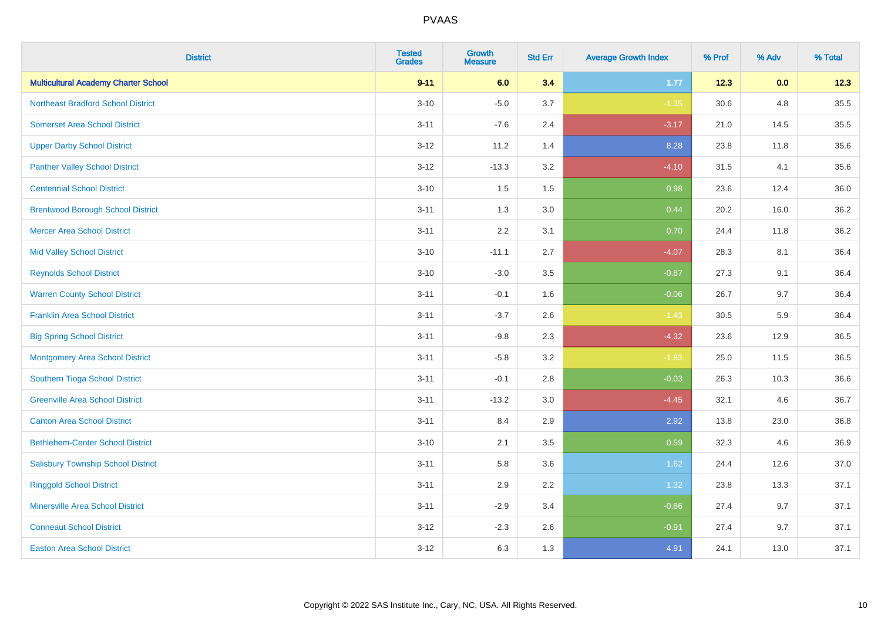| District | Tested Grades | Growth Measure | Std Err | Average Growth Index | % Prof | % Adv | % Total |
|---|---|---|---|---|---|---|---|
| **Multicultural Academy Charter School** | **9-11** | **6.0** | **3.4** | **1.77** | **12.3** | **0.0** | **12.3** |
| Northeast Bradford School District | 3-10 | -5.0 | 3.7 | -1.35 | 30.6 | 4.8 | 35.5 |
| Somerset Area School District | 3-11 | -7.6 | 2.4 | -3.17 | 21.0 | 14.5 | 35.5 |
| Upper Darby School District | 3-12 | 11.2 | 1.4 | 8.28 | 23.8 | 11.8 | 35.6 |
| Panther Valley School District | 3-12 | -13.3 | 3.2 | -4.10 | 31.5 | 4.1 | 35.6 |
| Centennial School District | 3-10 | 1.5 | 1.5 | 0.98 | 23.6 | 12.4 | 36.0 |
| Brentwood Borough School District | 3-11 | 1.3 | 3.0 | 0.44 | 20.2 | 16.0 | 36.2 |
| Mercer Area School District | 3-11 | 2.2 | 3.1 | 0.70 | 24.4 | 11.8 | 36.2 |
| Mid Valley School District | 3-10 | -11.1 | 2.7 | -4.07 | 28.3 | 8.1 | 36.4 |
| Reynolds School District | 3-10 | -3.0 | 3.5 | -0.87 | 27.3 | 9.1 | 36.4 |
| Warren County School District | 3-11 | -0.1 | 1.6 | -0.06 | 26.7 | 9.7 | 36.4 |
| Franklin Area School District | 3-11 | -3.7 | 2.6 | -1.43 | 30.5 | 5.9 | 36.4 |
| Big Spring School District | 3-11 | -9.8 | 2.3 | -4.32 | 23.6 | 12.9 | 36.5 |
| Montgomery Area School District | 3-11 | -5.8 | 3.2 | -1.83 | 25.0 | 11.5 | 36.5 |
| Southern Tioga School District | 3-11 | -0.1 | 2.8 | -0.03 | 26.3 | 10.3 | 36.6 |
| Greenville Area School District | 3-11 | -13.2 | 3.0 | -4.45 | 32.1 | 4.6 | 36.7 |
| Canton Area School District | 3-11 | 8.4 | 2.9 | 2.92 | 13.8 | 23.0 | 36.8 |
| Bethlehem-Center School District | 3-10 | 2.1 | 3.5 | 0.59 | 32.3 | 4.6 | 36.9 |
| Salisbury Township School District | 3-11 | 5.8 | 3.6 | 1.62 | 24.4 | 12.6 | 37.0 |
| Ringgold School District | 3-11 | 2.9 | 2.2 | 1.32 | 23.8 | 13.3 | 37.1 |
| Minersville Area School District | 3-11 | -2.9 | 3.4 | -0.86 | 27.4 | 9.7 | 37.1 |
| Conneaut School District | 3-12 | -2.3 | 2.6 | -0.91 | 27.4 | 9.7 | 37.1 |
| Easton Area School District | 3-12 | 6.3 | 1.3 | 4.91 | 24.1 | 13.0 | 37.1 |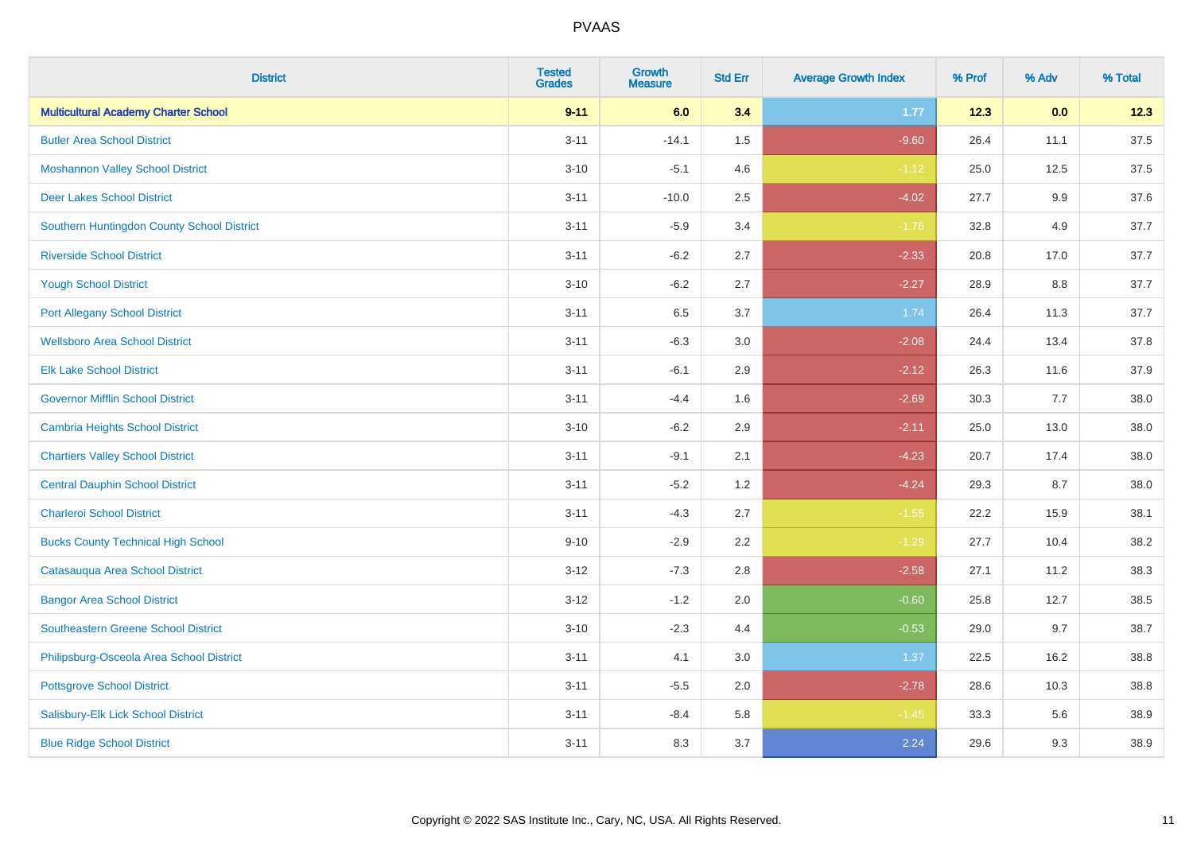| District | Tested Grades | Growth Measure | Std Err | Average Growth Index | % Prof | % Adv | % Total |
|---|---|---|---|---|---|---|---|
| **Multicultural Academy Charter School** | **9-11** | **6.0** | **3.4** | **1.77** | **12.3** | **0.0** | **12.3** |
| Butler Area School District | 3-11 | -14.1 | 1.5 | -9.60 | 26.4 | 11.1 | 37.5 |
| Moshannon Valley School District | 3-10 | -5.1 | 4.6 | -1.12 | 25.0 | 12.5 | 37.5 |
| Deer Lakes School District | 3-11 | -10.0 | 2.5 | -4.02 | 27.7 | 9.9 | 37.6 |
| Southern Huntingdon County School District | 3-11 | -5.9 | 3.4 | -1.76 | 32.8 | 4.9 | 37.7 |
| Riverside School District | 3-11 | -6.2 | 2.7 | -2.33 | 20.8 | 17.0 | 37.7 |
| Yough School District | 3-10 | -6.2 | 2.7 | -2.27 | 28.9 | 8.8 | 37.7 |
| Port Allegany School District | 3-11 | 6.5 | 3.7 | 1.74 | 26.4 | 11.3 | 37.7 |
| Wellsboro Area School District | 3-11 | -6.3 | 3.0 | -2.08 | 24.4 | 13.4 | 37.8 |
| Elk Lake School District | 3-11 | -6.1 | 2.9 | -2.12 | 26.3 | 11.6 | 37.9 |
| Governor Mifflin School District | 3-11 | -4.4 | 1.6 | -2.69 | 30.3 | 7.7 | 38.0 |
| Cambria Heights School District | 3-10 | -6.2 | 2.9 | -2.11 | 25.0 | 13.0 | 38.0 |
| Chartiers Valley School District | 3-11 | -9.1 | 2.1 | -4.23 | 20.7 | 17.4 | 38.0 |
| Central Dauphin School District | 3-11 | -5.2 | 1.2 | -4.24 | 29.3 | 8.7 | 38.0 |
| Charleroi School District | 3-11 | -4.3 | 2.7 | -1.55 | 22.2 | 15.9 | 38.1 |
| Bucks County Technical High School | 9-10 | -2.9 | 2.2 | -1.29 | 27.7 | 10.4 | 38.2 |
| Catasauqua Area School District | 3-12 | -7.3 | 2.8 | -2.58 | 27.1 | 11.2 | 38.3 |
| Bangor Area School District | 3-12 | -1.2 | 2.0 | -0.60 | 25.8 | 12.7 | 38.5 |
| Southeastern Greene School District | 3-10 | -2.3 | 4.4 | -0.53 | 29.0 | 9.7 | 38.7 |
| Philipsburg-Osceola Area School District | 3-11 | 4.1 | 3.0 | 1.37 | 22.5 | 16.2 | 38.8 |
| Pottsgrove School District | 3-11 | -5.5 | 2.0 | -2.78 | 28.6 | 10.3 | 38.8 |
| Salisbury-Elk Lick School District | 3-11 | -8.4 | 5.8 | -1.45 | 33.3 | 5.6 | 38.9 |
| Blue Ridge School District | 3-11 | 8.3 | 3.7 | 2.24 | 29.6 | 9.3 | 38.9 |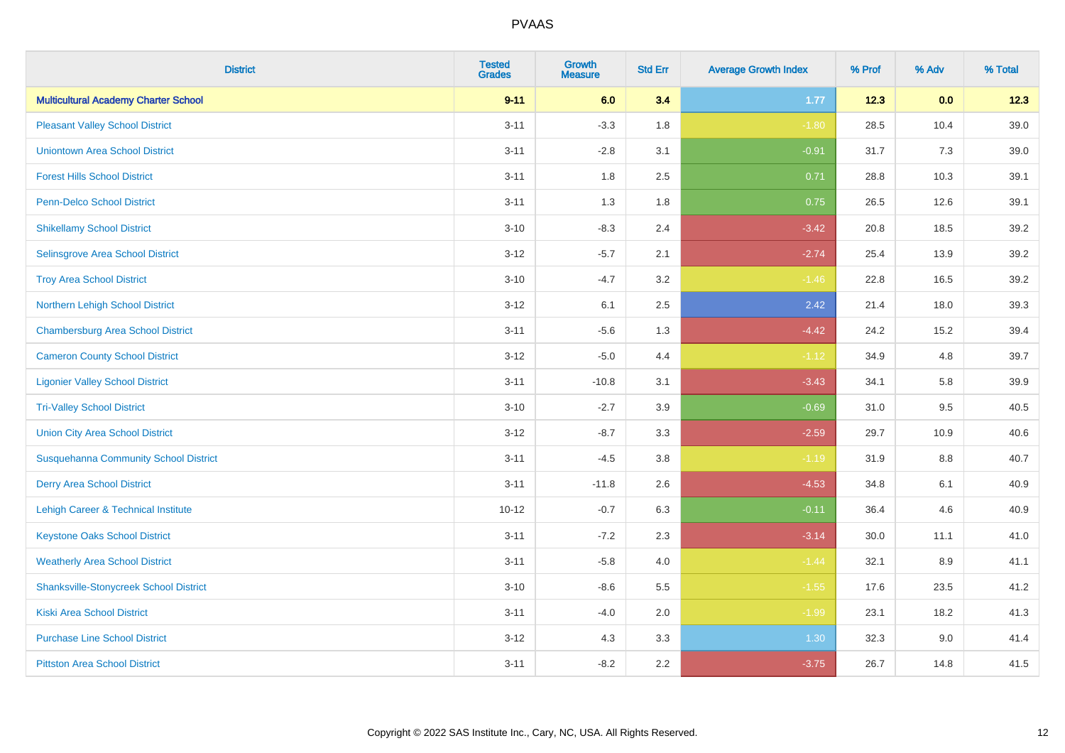| District | Tested Grades | Growth Measure | Std Err | Average Growth Index | % Prof | % Adv | % Total |
|---|---|---|---|---|---|---|---|
| **Multicultural Academy Charter School** | **9-11** | **6.0** | **3.4** | **1.77** | **12.3** | **0.0** | **12.3** |
| Pleasant Valley School District | 3-11 | -3.3 | 1.8 | -1.80 | 28.5 | 10.4 | 39.0 |
| Uniontown Area School District | 3-11 | -2.8 | 3.1 | -0.91 | 31.7 | 7.3 | 39.0 |
| Forest Hills School District | 3-11 | 1.8 | 2.5 | 0.71 | 28.8 | 10.3 | 39.1 |
| Penn-Delco School District | 3-11 | 1.3 | 1.8 | 0.75 | 26.5 | 12.6 | 39.1 |
| Shikellamy School District | 3-10 | -8.3 | 2.4 | -3.42 | 20.8 | 18.5 | 39.2 |
| Selinsgrove Area School District | 3-12 | -5.7 | 2.1 | -2.74 | 25.4 | 13.9 | 39.2 |
| Troy Area School District | 3-10 | -4.7 | 3.2 | -1.46 | 22.8 | 16.5 | 39.2 |
| Northern Lehigh School District | 3-12 | 6.1 | 2.5 | 2.42 | 21.4 | 18.0 | 39.3 |
| Chambersburg Area School District | 3-11 | -5.6 | 1.3 | -4.42 | 24.2 | 15.2 | 39.4 |
| Cameron County School District | 3-12 | -5.0 | 4.4 | -1.12 | 34.9 | 4.8 | 39.7 |
| Ligonier Valley School District | 3-11 | -10.8 | 3.1 | -3.43 | 34.1 | 5.8 | 39.9 |
| Tri-Valley School District | 3-10 | -2.7 | 3.9 | -0.69 | 31.0 | 9.5 | 40.5 |
| Union City Area School District | 3-12 | -8.7 | 3.3 | -2.59 | 29.7 | 10.9 | 40.6 |
| Susquehanna Community School District | 3-11 | -4.5 | 3.8 | -1.19 | 31.9 | 8.8 | 40.7 |
| Derry Area School District | 3-11 | -11.8 | 2.6 | -4.53 | 34.8 | 6.1 | 40.9 |
| Lehigh Career & Technical Institute | 10-12 | -0.7 | 6.3 | -0.11 | 36.4 | 4.6 | 40.9 |
| Keystone Oaks School District | 3-11 | -7.2 | 2.3 | -3.14 | 30.0 | 11.1 | 41.0 |
| Weatherly Area School District | 3-11 | -5.8 | 4.0 | -1.44 | 32.1 | 8.9 | 41.1 |
| Shanksville-Stonycreek School District | 3-10 | -8.6 | 5.5 | -1.55 | 17.6 | 23.5 | 41.2 |
| Kiski Area School District | 3-11 | -4.0 | 2.0 | -1.99 | 23.1 | 18.2 | 41.3 |
| Purchase Line School District | 3-12 | 4.3 | 3.3 | 1.30 | 32.3 | 9.0 | 41.4 |
| Pittston Area School District | 3-11 | -8.2 | 2.2 | -3.75 | 26.7 | 14.8 | 41.5 |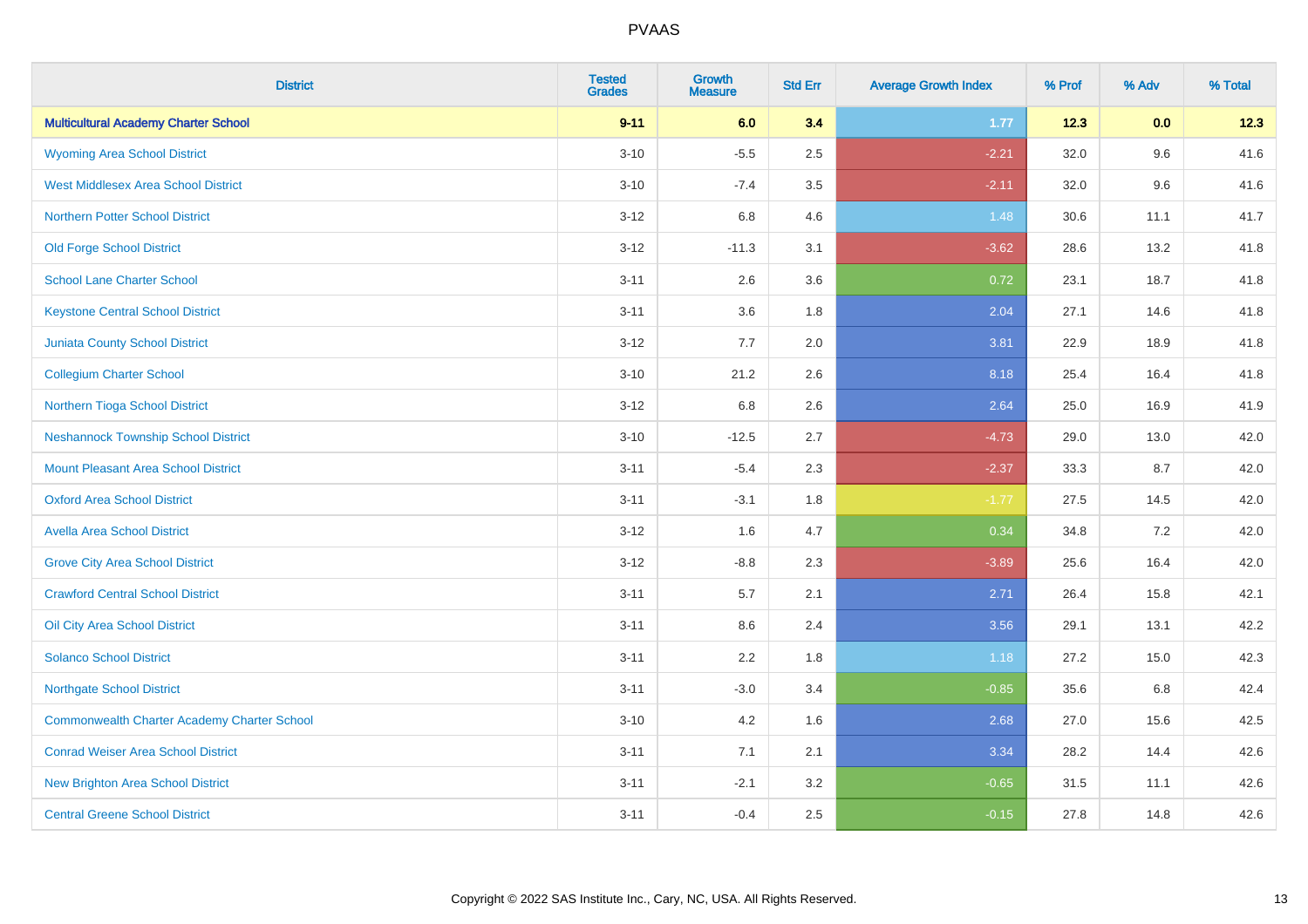# PVAAS

| District | Tested Grades | Growth Measure | Std Err | Average Growth Index | % Prof | % Adv | % Total |
|---|---|---|---|---|---|---|---|
| **Multicultural Academy Charter School** | **9-11** | **6.0** | **3.4** | **1.77** | **12.3** | **0.0** | **12.3** |
| Wyoming Area School District | 3-10 | -5.5 | 2.5 | -2.21 | 32.0 | 9.6 | 41.6 |
| West Middlesex Area School District | 3-10 | -7.4 | 3.5 | -2.11 | 32.0 | 9.6 | 41.6 |
| Northern Potter School District | 3-12 | 6.8 | 4.6 | 1.48 | 30.6 | 11.1 | 41.7 |
| Old Forge School District | 3-12 | -11.3 | 3.1 | -3.62 | 28.6 | 13.2 | 41.8 |
| School Lane Charter School | 3-11 | 2.6 | 3.6 | 0.72 | 23.1 | 18.7 | 41.8 |
| Keystone Central School District | 3-11 | 3.6 | 1.8 | 2.04 | 27.1 | 14.6 | 41.8 |
| Juniata County School District | 3-12 | 7.7 | 2.0 | 3.81 | 22.9 | 18.9 | 41.8 |
| Collegium Charter School | 3-10 | 21.2 | 2.6 | 8.18 | 25.4 | 16.4 | 41.8 |
| Northern Tioga School District | 3-12 | 6.8 | 2.6 | 2.64 | 25.0 | 16.9 | 41.9 |
| Neshannock Township School District | 3-10 | -12.5 | 2.7 | -4.73 | 29.0 | 13.0 | 42.0 |
| Mount Pleasant Area School District | 3-11 | -5.4 | 2.3 | -2.37 | 33.3 | 8.7 | 42.0 |
| Oxford Area School District | 3-11 | -3.1 | 1.8 | -1.77 | 27.5 | 14.5 | 42.0 |
| Avella Area School District | 3-12 | 1.6 | 4.7 | 0.34 | 34.8 | 7.2 | 42.0 |
| Grove City Area School District | 3-12 | -8.8 | 2.3 | -3.89 | 25.6 | 16.4 | 42.0 |
| Crawford Central School District | 3-11 | 5.7 | 2.1 | 2.71 | 26.4 | 15.8 | 42.1 |
| Oil City Area School District | 3-11 | 8.6 | 2.4 | 3.56 | 29.1 | 13.1 | 42.2 |
| Solanco School District | 3-11 | 2.2 | 1.8 | 1.18 | 27.2 | 15.0 | 42.3 |
| Northgate School District | 3-11 | -3.0 | 3.4 | -0.85 | 35.6 | 6.8 | 42.4 |
| Commonwealth Charter Academy Charter School | 3-10 | 4.2 | 1.6 | 2.68 | 27.0 | 15.6 | 42.5 |
| Conrad Weiser Area School District | 3-11 | 7.1 | 2.1 | 3.34 | 28.2 | 14.4 | 42.6 |
| New Brighton Area School District | 3-11 | -2.1 | 3.2 | -0.65 | 31.5 | 11.1 | 42.6 |
| Central Greene School District | 3-11 | -0.4 | 2.5 | -0.15 | 27.8 | 14.8 | 42.6 |

Copyright © 2022 SAS Institute Inc., Cary, NC, USA. All Rights Reserved.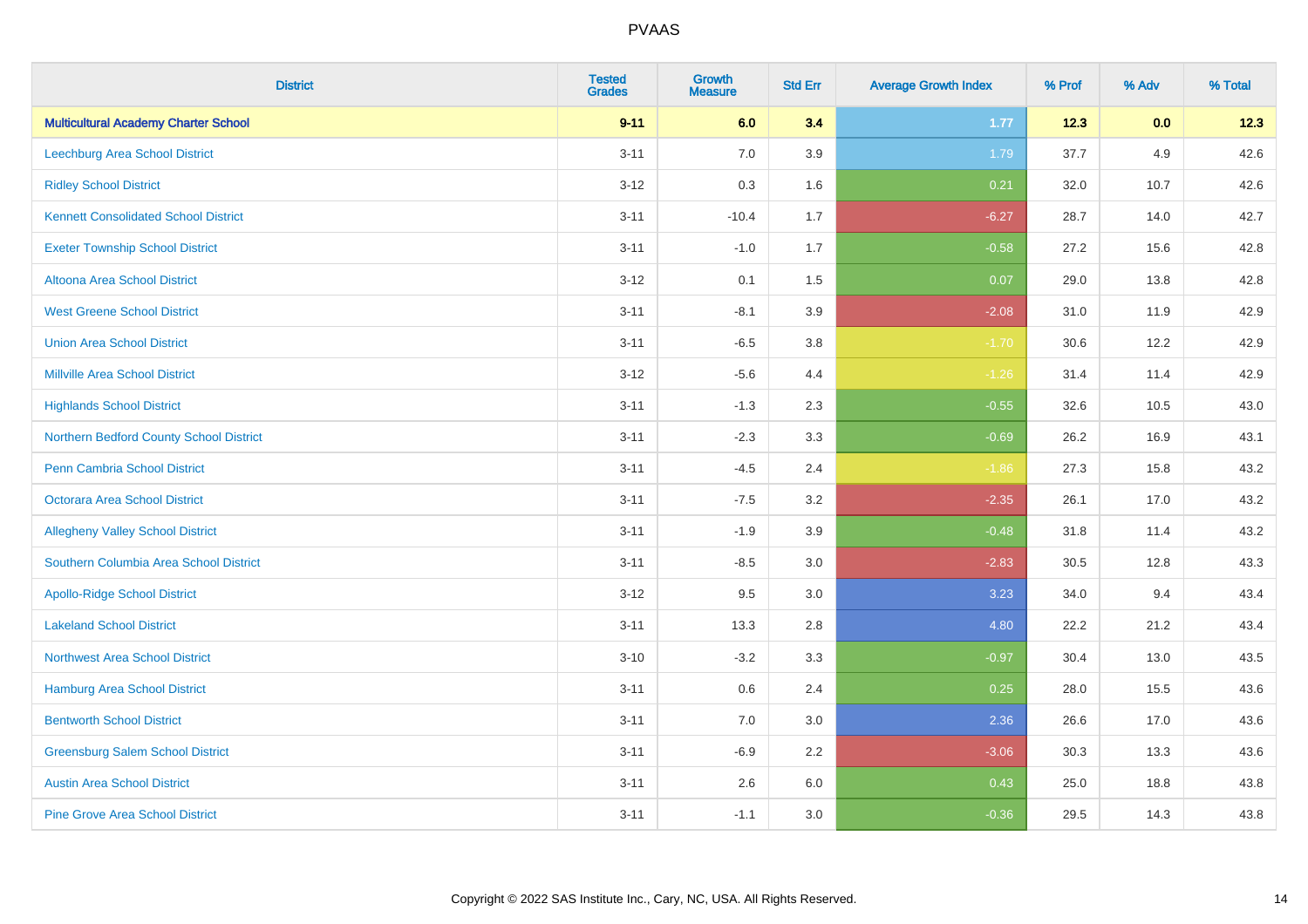# PVAAS

| District | Tested Grades | Growth Measure | Std Err | Average Growth Index | % Prof | % Adv | % Total |
|---|---|---|---|---|---|---|---|
| **Multicultural Academy Charter School** | **9-11** | **6.0** | **3.4** | **1.77** | **12.3** | **0.0** | **12.3** |
| Leechburg Area School District | 3-11 | 7.0 | 3.9 | 1.79 | 37.7 | 4.9 | 42.6 |
| Ridley School District | 3-12 | 0.3 | 1.6 | 0.21 | 32.0 | 10.7 | 42.6 |
| Kennett Consolidated School District | 3-11 | -10.4 | 1.7 | -6.27 | 28.7 | 14.0 | 42.7 |
| Exeter Township School District | 3-11 | -1.0 | 1.7 | -0.58 | 27.2 | 15.6 | 42.8 |
| Altoona Area School District | 3-12 | 0.1 | 1.5 | 0.07 | 29.0 | 13.8 | 42.8 |
| West Greene School District | 3-11 | -8.1 | 3.9 | -2.08 | 31.0 | 11.9 | 42.9 |
| Union Area School District | 3-11 | -6.5 | 3.8 | -1.70 | 30.6 | 12.2 | 42.9 |
| Millville Area School District | 3-12 | -5.6 | 4.4 | -1.26 | 31.4 | 11.4 | 42.9 |
| Highlands School District | 3-11 | -1.3 | 2.3 | -0.55 | 32.6 | 10.5 | 43.0 |
| Northern Bedford County School District | 3-11 | -2.3 | 3.3 | -0.69 | 26.2 | 16.9 | 43.1 |
| Penn Cambria School District | 3-11 | -4.5 | 2.4 | -1.86 | 27.3 | 15.8 | 43.2 |
| Octorara Area School District | 3-11 | -7.5 | 3.2 | -2.35 | 26.1 | 17.0 | 43.2 |
| Allegheny Valley School District | 3-11 | -1.9 | 3.9 | -0.48 | 31.8 | 11.4 | 43.2 |
| Southern Columbia Area School District | 3-11 | -8.5 | 3.0 | -2.83 | 30.5 | 12.8 | 43.3 |
| Apollo-Ridge School District | 3-12 | 9.5 | 3.0 | 3.23 | 34.0 | 9.4 | 43.4 |
| Lakeland School District | 3-11 | 13.3 | 2.8 | 4.80 | 22.2 | 21.2 | 43.4 |
| Northwest Area School District | 3-10 | -3.2 | 3.3 | -0.97 | 30.4 | 13.0 | 43.5 |
| Hamburg Area School District | 3-11 | 0.6 | 2.4 | 0.25 | 28.0 | 15.5 | 43.6 |
| Bentworth School District | 3-11 | 7.0 | 3.0 | 2.36 | 26.6 | 17.0 | 43.6 |
| Greensburg Salem School District | 3-11 | -6.9 | 2.2 | -3.06 | 30.3 | 13.3 | 43.6 |
| Austin Area School District | 3-11 | 2.6 | 6.0 | 0.43 | 25.0 | 18.8 | 43.8 |
| Pine Grove Area School District | 3-11 | -1.1 | 3.0 | -0.36 | 29.5 | 14.3 | 43.8 |

Copyright © 2022 SAS Institute Inc., Cary, NC, USA. All Rights Reserved.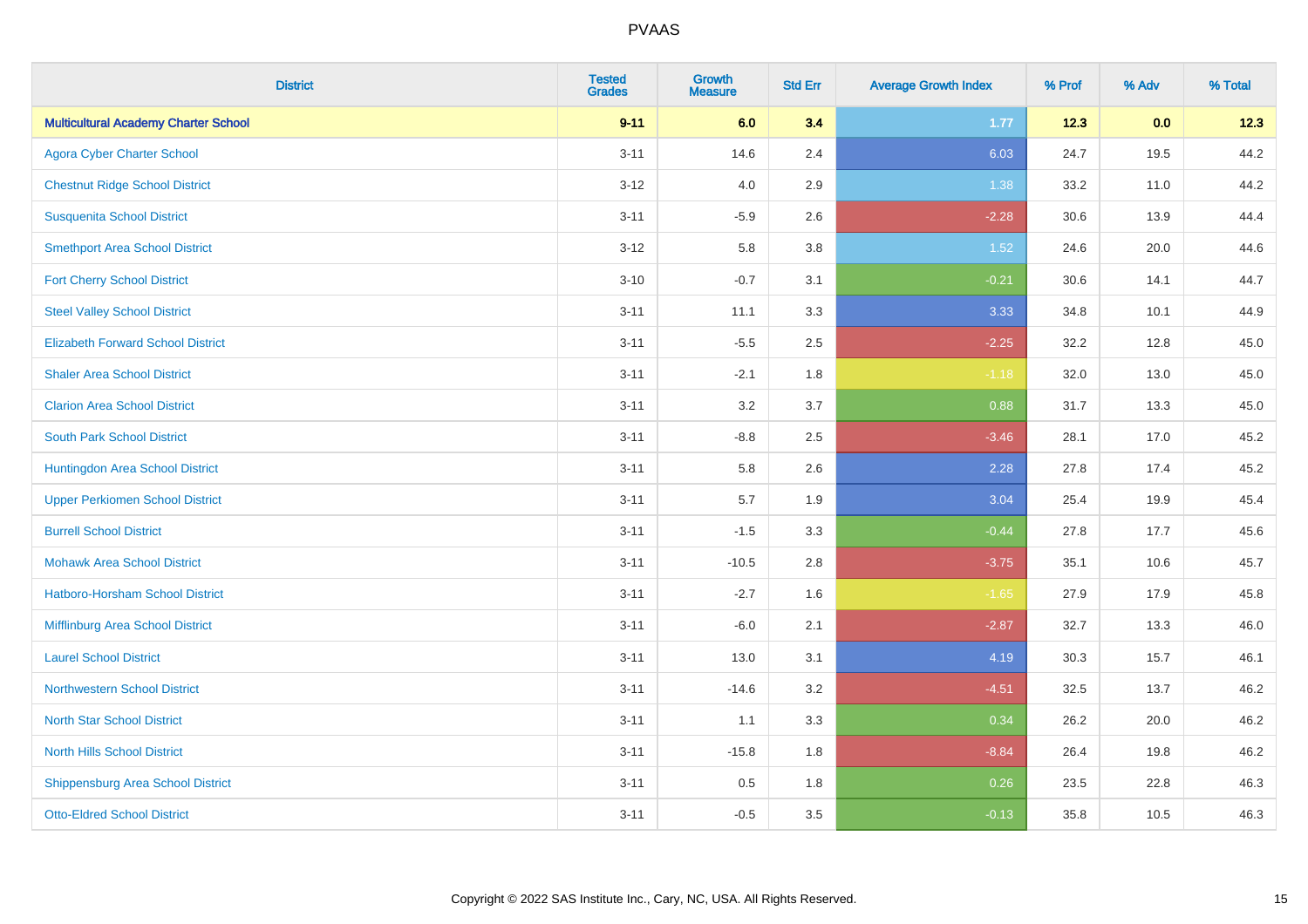# PVAAS

| District | Tested Grades | Growth Measure | Std Err | Average Growth Index | % Prof | % Adv | % Total |
|---|---|---|---|---|---|---|---|
| **Multicultural Academy Charter School** | **9-11** | **6.0** | **3.4** | **1.77** | **12.3** | **0.0** | **12.3** |
| Agora Cyber Charter School | 3-11 | 14.6 | 2.4 | 6.03 | 24.7 | 19.5 | 44.2 |
| Chestnut Ridge School District | 3-12 | 4.0 | 2.9 | 1.38 | 33.2 | 11.0 | 44.2 |
| Susquenita School District | 3-11 | -5.9 | 2.6 | -2.28 | 30.6 | 13.9 | 44.4 |
| Smethport Area School District | 3-12 | 5.8 | 3.8 | 1.52 | 24.6 | 20.0 | 44.6 |
| Fort Cherry School District | 3-10 | -0.7 | 3.1 | -0.21 | 30.6 | 14.1 | 44.7 |
| Steel Valley School District | 3-11 | 11.1 | 3.3 | 3.33 | 34.8 | 10.1 | 44.9 |
| Elizabeth Forward School District | 3-11 | -5.5 | 2.5 | -2.25 | 32.2 | 12.8 | 45.0 |
| Shaler Area School District | 3-11 | -2.1 | 1.8 | -1.18 | 32.0 | 13.0 | 45.0 |
| Clarion Area School District | 3-11 | 3.2 | 3.7 | 0.88 | 31.7 | 13.3 | 45.0 |
| South Park School District | 3-11 | -8.8 | 2.5 | -3.46 | 28.1 | 17.0 | 45.2 |
| Huntingdon Area School District | 3-11 | 5.8 | 2.6 | 2.28 | 27.8 | 17.4 | 45.2 |
| Upper Perkiomen School District | 3-11 | 5.7 | 1.9 | 3.04 | 25.4 | 19.9 | 45.4 |
| Burrell School District | 3-11 | -1.5 | 3.3 | -0.44 | 27.8 | 17.7 | 45.6 |
| Mohawk Area School District | 3-11 | -10.5 | 2.8 | -3.75 | 35.1 | 10.6 | 45.7 |
| Hatboro-Horsham School District | 3-11 | -2.7 | 1.6 | -1.65 | 27.9 | 17.9 | 45.8 |
| Mifflinburg Area School District | 3-11 | -6.0 | 2.1 | -2.87 | 32.7 | 13.3 | 46.0 |
| Laurel School District | 3-11 | 13.0 | 3.1 | 4.19 | 30.3 | 15.7 | 46.1 |
| Northwestern School District | 3-11 | -14.6 | 3.2 | -4.51 | 32.5 | 13.7 | 46.2 |
| North Star School District | 3-11 | 1.1 | 3.3 | 0.34 | 26.2 | 20.0 | 46.2 |
| North Hills School District | 3-11 | -15.8 | 1.8 | -8.84 | 26.4 | 19.8 | 46.2 |
| Shippensburg Area School District | 3-11 | 0.5 | 1.8 | 0.26 | 23.5 | 22.8 | 46.3 |
| Otto-Eldred School District | 3-11 | -0.5 | 3.5 | -0.13 | 35.8 | 10.5 | 46.3 |

Copyright © 2022 SAS Institute Inc., Cary, NC, USA. All Rights Reserved.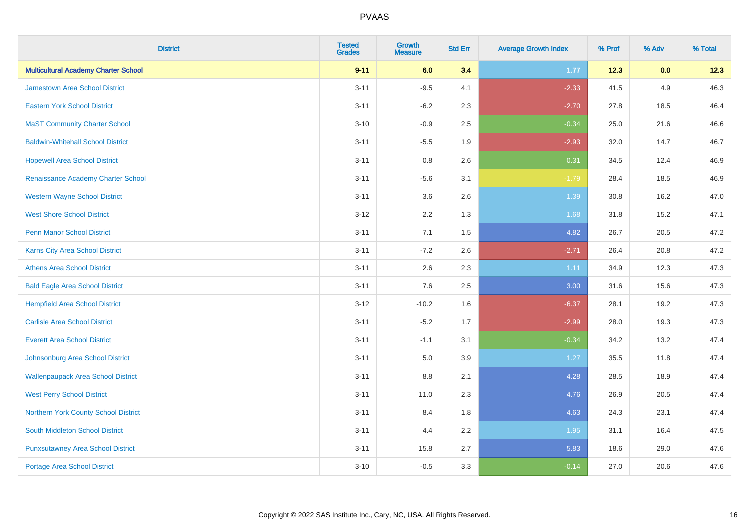# PVAAS

| District | Tested Grades | Growth Measure | Std Err | Average Growth Index | % Prof | % Adv | % Total |
|---|---|---|---|---|---|---|---|
| **Multicultural Academy Charter School** | **9-11** | **6.0** | **3.4** | **1.77** | **12.3** | **0.0** | **12.3** |
| Jamestown Area School District | 3-11 | -9.5 | 4.1 | -2.33 | 41.5 | 4.9 | 46.3 |
| Eastern York School District | 3-11 | -6.2 | 2.3 | -2.70 | 27.8 | 18.5 | 46.4 |
| MaST Community Charter School | 3-10 | -0.9 | 2.5 | -0.34 | 25.0 | 21.6 | 46.6 |
| Baldwin-Whitehall School District | 3-11 | -5.5 | 1.9 | -2.93 | 32.0 | 14.7 | 46.7 |
| Hopewell Area School District | 3-11 | 0.8 | 2.6 | 0.31 | 34.5 | 12.4 | 46.9 |
| Renaissance Academy Charter School | 3-11 | -5.6 | 3.1 | -1.79 | 28.4 | 18.5 | 46.9 |
| Western Wayne School District | 3-11 | 3.6 | 2.6 | 1.39 | 30.8 | 16.2 | 47.0 |
| West Shore School District | 3-12 | 2.2 | 1.3 | 1.68 | 31.8 | 15.2 | 47.1 |
| Penn Manor School District | 3-11 | 7.1 | 1.5 | 4.82 | 26.7 | 20.5 | 47.2 |
| Karns City Area School District | 3-11 | -7.2 | 2.6 | -2.71 | 26.4 | 20.8 | 47.2 |
| Athens Area School District | 3-11 | 2.6 | 2.3 | 1.11 | 34.9 | 12.3 | 47.3 |
| Bald Eagle Area School District | 3-11 | 7.6 | 2.5 | 3.00 | 31.6 | 15.6 | 47.3 |
| Hempfield Area School District | 3-12 | -10.2 | 1.6 | -6.37 | 28.1 | 19.2 | 47.3 |
| Carlisle Area School District | 3-11 | -5.2 | 1.7 | -2.99 | 28.0 | 19.3 | 47.3 |
| Everett Area School District | 3-11 | -1.1 | 3.1 | -0.34 | 34.2 | 13.2 | 47.4 |
| Johnsonburg Area School District | 3-11 | 5.0 | 3.9 | 1.27 | 35.5 | 11.8 | 47.4 |
| Wallenpaupack Area School District | 3-11 | 8.8 | 2.1 | 4.28 | 28.5 | 18.9 | 47.4 |
| West Perry School District | 3-11 | 11.0 | 2.3 | 4.76 | 26.9 | 20.5 | 47.4 |
| Northern York County School District | 3-11 | 8.4 | 1.8 | 4.63 | 24.3 | 23.1 | 47.4 |
| South Middleton School District | 3-11 | 4.4 | 2.2 | 1.95 | 31.1 | 16.4 | 47.5 |
| Punxsutawney Area School District | 3-11 | 15.8 | 2.7 | 5.83 | 18.6 | 29.0 | 47.6 |
| Portage Area School District | 3-10 | -0.5 | 3.3 | -0.14 | 27.0 | 20.6 | 47.6 |

Copyright © 2022 SAS Institute Inc., Cary, NC, USA. All Rights Reserved.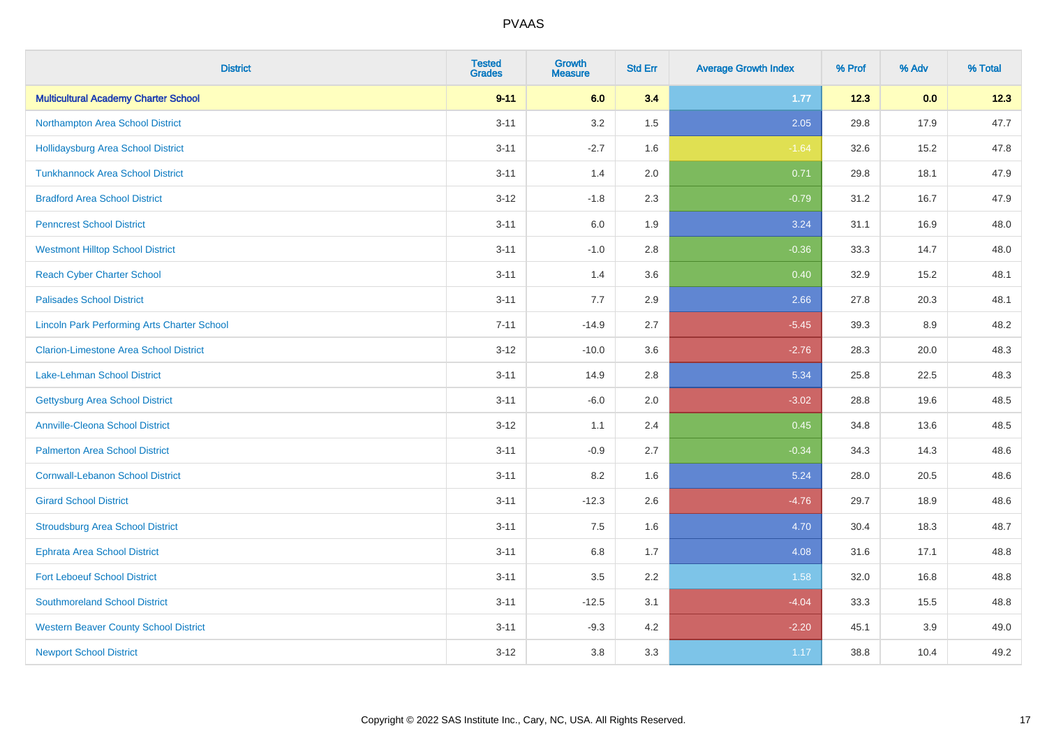# PVAAS

| District | Tested Grades | Growth Measure | Std Err | Average Growth Index | % Prof | % Adv | % Total |
|---|---|---|---|---|---|---|---|
| **Multicultural Academy Charter School** | **9-11** | **6.0** | **3.4** | **1.77** | **12.3** | **0.0** | **12.3** |
| Northampton Area School District | 3-11 | 3.2 | 1.5 | 2.05 | 29.8 | 17.9 | 47.7 |
| Hollidaysburg Area School District | 3-11 | -2.7 | 1.6 | -1.64 | 32.6 | 15.2 | 47.8 |
| Tunkhannock Area School District | 3-11 | 1.4 | 2.0 | 0.71 | 29.8 | 18.1 | 47.9 |
| Bradford Area School District | 3-12 | -1.8 | 2.3 | -0.79 | 31.2 | 16.7 | 47.9 |
| Penncrest School District | 3-11 | 6.0 | 1.9 | 3.24 | 31.1 | 16.9 | 48.0 |
| Westmont Hilltop School District | 3-11 | -1.0 | 2.8 | -0.36 | 33.3 | 14.7 | 48.0 |
| Reach Cyber Charter School | 3-11 | 1.4 | 3.6 | 0.40 | 32.9 | 15.2 | 48.1 |
| Palisades School District | 3-11 | 7.7 | 2.9 | 2.66 | 27.8 | 20.3 | 48.1 |
| Lincoln Park Performing Arts Charter School | 7-11 | -14.9 | 2.7 | -5.45 | 39.3 | 8.9 | 48.2 |
| Clarion-Limestone Area School District | 3-12 | -10.0 | 3.6 | -2.76 | 28.3 | 20.0 | 48.3 |
| Lake-Lehman School District | 3-11 | 14.9 | 2.8 | 5.34 | 25.8 | 22.5 | 48.3 |
| Gettysburg Area School District | 3-11 | -6.0 | 2.0 | -3.02 | 28.8 | 19.6 | 48.5 |
| Annville-Cleona School District | 3-12 | 1.1 | 2.4 | 0.45 | 34.8 | 13.6 | 48.5 |
| Palmerton Area School District | 3-11 | -0.9 | 2.7 | -0.34 | 34.3 | 14.3 | 48.6 |
| Cornwall-Lebanon School District | 3-11 | 8.2 | 1.6 | 5.24 | 28.0 | 20.5 | 48.6 |
| Girard School District | 3-11 | -12.3 | 2.6 | -4.76 | 29.7 | 18.9 | 48.6 |
| Stroudsburg Area School District | 3-11 | 7.5 | 1.6 | 4.70 | 30.4 | 18.3 | 48.7 |
| Ephrata Area School District | 3-11 | 6.8 | 1.7 | 4.08 | 31.6 | 17.1 | 48.8 |
| Fort Leboeuf School District | 3-11 | 3.5 | 2.2 | 1.58 | 32.0 | 16.8 | 48.8 |
| Southmoreland School District | 3-11 | -12.5 | 3.1 | -4.04 | 33.3 | 15.5 | 48.8 |
| Western Beaver County School District | 3-11 | -9.3 | 4.2 | -2.20 | 45.1 | 3.9 | 49.0 |
| Newport School District | 3-12 | 3.8 | 3.3 | 1.17 | 38.8 | 10.4 | 49.2 |

Copyright © 2022 SAS Institute Inc., Cary, NC, USA. All Rights Reserved.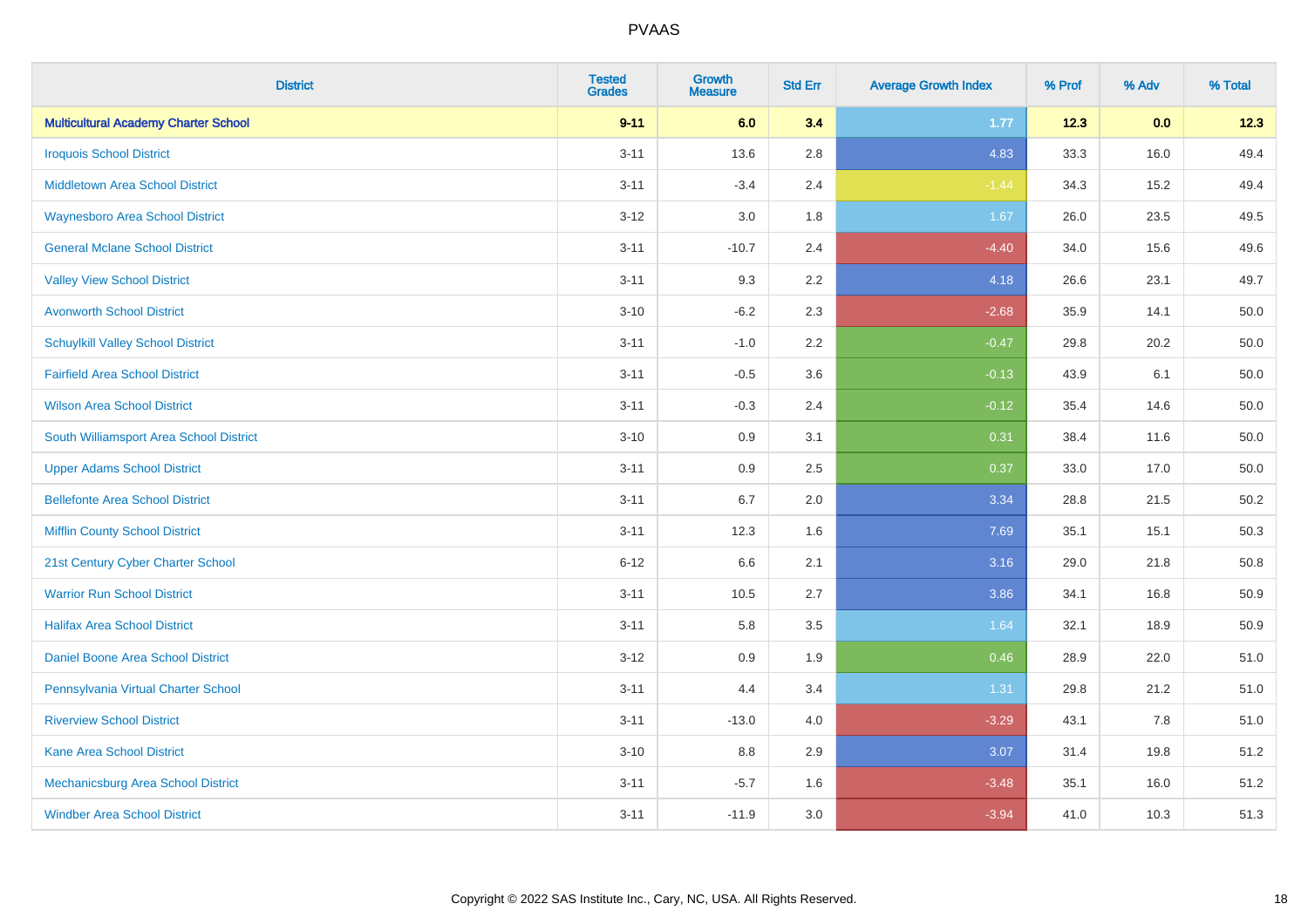# PVAAS

| District | Tested Grades | Growth Measure | Std Err | Average Growth Index | % Prof | % Adv | % Total |
|---|---|---|---|---|---|---|---|
| **Multicultural Academy Charter School** | **9-11** | **6.0** | **3.4** | **1.77** | **12.3** | **0.0** | **12.3** |
| Iroquois School District | 3-11 | 13.6 | 2.8 | 4.83 | 33.3 | 16.0 | 49.4 |
| Middletown Area School District | 3-11 | -3.4 | 2.4 | -1.44 | 34.3 | 15.2 | 49.4 |
| Waynesboro Area School District | 3-12 | 3.0 | 1.8 | 1.67 | 26.0 | 23.5 | 49.5 |
| General Mclane School District | 3-11 | -10.7 | 2.4 | -4.40 | 34.0 | 15.6 | 49.6 |
| Valley View School District | 3-11 | 9.3 | 2.2 | 4.18 | 26.6 | 23.1 | 49.7 |
| Avonworth School District | 3-10 | -6.2 | 2.3 | -2.68 | 35.9 | 14.1 | 50.0 |
| Schuylkill Valley School District | 3-11 | -1.0 | 2.2 | -0.47 | 29.8 | 20.2 | 50.0 |
| Fairfield Area School District | 3-11 | -0.5 | 3.6 | -0.13 | 43.9 | 6.1 | 50.0 |
| Wilson Area School District | 3-11 | -0.3 | 2.4 | -0.12 | 35.4 | 14.6 | 50.0 |
| South Williamsport Area School District | 3-10 | 0.9 | 3.1 | 0.31 | 38.4 | 11.6 | 50.0 |
| Upper Adams School District | 3-11 | 0.9 | 2.5 | 0.37 | 33.0 | 17.0 | 50.0 |
| Bellefonte Area School District | 3-11 | 6.7 | 2.0 | 3.34 | 28.8 | 21.5 | 50.2 |
| Mifflin County School District | 3-11 | 12.3 | 1.6 | 7.69 | 35.1 | 15.1 | 50.3 |
| 21st Century Cyber Charter School | 6-12 | 6.6 | 2.1 | 3.16 | 29.0 | 21.8 | 50.8 |
| Warrior Run School District | 3-11 | 10.5 | 2.7 | 3.86 | 34.1 | 16.8 | 50.9 |
| Halifax Area School District | 3-11 | 5.8 | 3.5 | 1.64 | 32.1 | 18.9 | 50.9 |
| Daniel Boone Area School District | 3-12 | 0.9 | 1.9 | 0.46 | 28.9 | 22.0 | 51.0 |
| Pennsylvania Virtual Charter School | 3-11 | 4.4 | 3.4 | 1.31 | 29.8 | 21.2 | 51.0 |
| Riverview School District | 3-11 | -13.0 | 4.0 | -3.29 | 43.1 | 7.8 | 51.0 |
| Kane Area School District | 3-10 | 8.8 | 2.9 | 3.07 | 31.4 | 19.8 | 51.2 |
| Mechanicsburg Area School District | 3-11 | -5.7 | 1.6 | -3.48 | 35.1 | 16.0 | 51.2 |
| Windber Area School District | 3-11 | -11.9 | 3.0 | -3.94 | 41.0 | 10.3 | 51.3 |

Copyright © 2022 SAS Institute Inc., Cary, NC, USA. All Rights Reserved.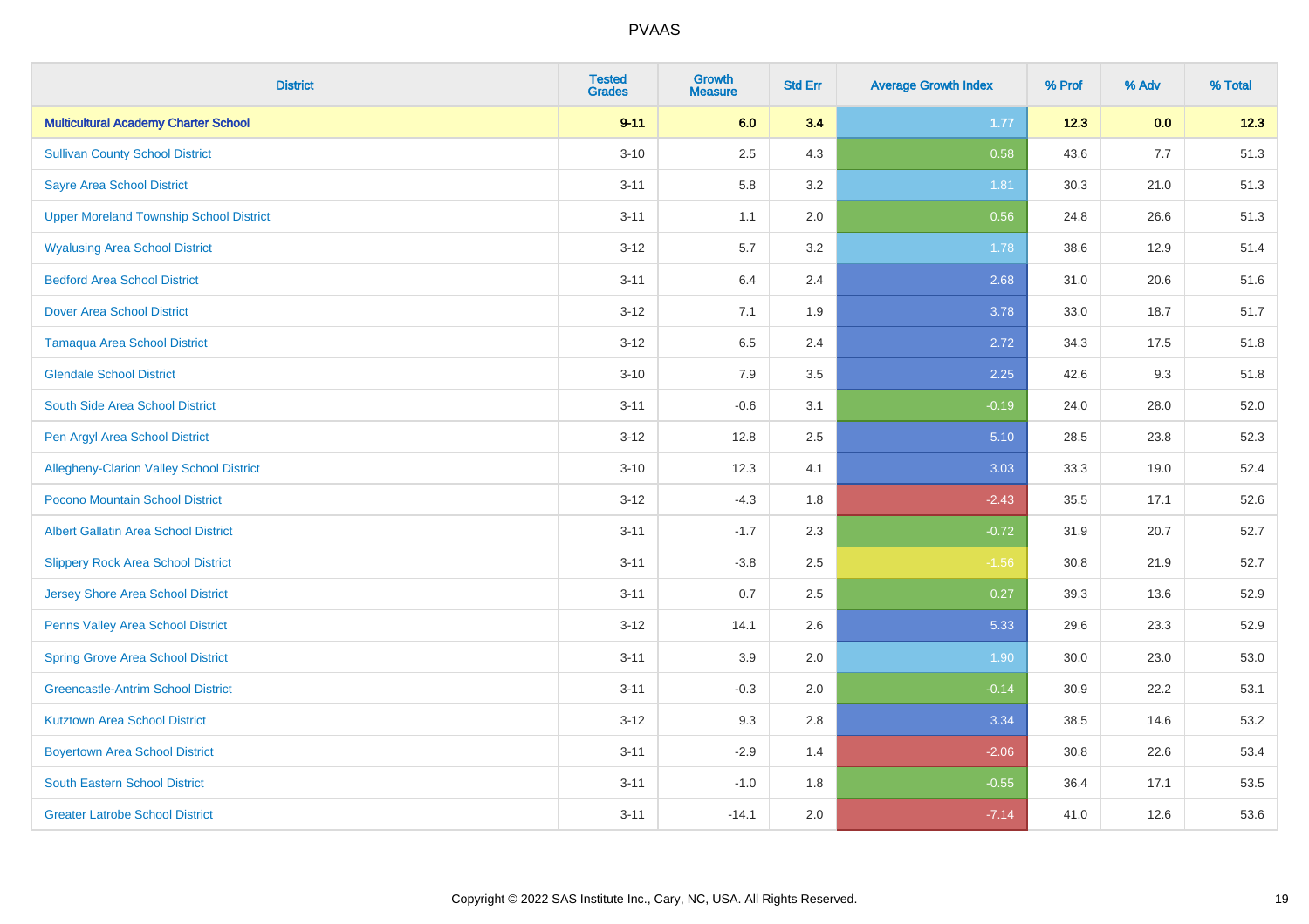# PVAAS

| District | Tested Grades | Growth Measure | Std Err | Average Growth Index | % Prof | % Adv | % Total |
|---|---|---|---|---|---|---|---|
| **Multicultural Academy Charter School** | **9-11** | **6.0** | **3.4** | **1.77** | **12.3** | **0.0** | **12.3** |
| Sullivan County School District | 3-10 | 2.5 | 4.3 | 0.58 | 43.6 | 7.7 | 51.3 |
| Sayre Area School District | 3-11 | 5.8 | 3.2 | 1.81 | 30.3 | 21.0 | 51.3 |
| Upper Moreland Township School District | 3-11 | 1.1 | 2.0 | 0.56 | 24.8 | 26.6 | 51.3 |
| Wyalusing Area School District | 3-12 | 5.7 | 3.2 | 1.78 | 38.6 | 12.9 | 51.4 |
| Bedford Area School District | 3-11 | 6.4 | 2.4 | 2.68 | 31.0 | 20.6 | 51.6 |
| Dover Area School District | 3-12 | 7.1 | 1.9 | 3.78 | 33.0 | 18.7 | 51.7 |
| Tamaqua Area School District | 3-12 | 6.5 | 2.4 | 2.72 | 34.3 | 17.5 | 51.8 |
| Glendale School District | 3-10 | 7.9 | 3.5 | 2.25 | 42.6 | 9.3 | 51.8 |
| South Side Area School District | 3-11 | -0.6 | 3.1 | -0.19 | 24.0 | 28.0 | 52.0 |
| Pen Argyl Area School District | 3-12 | 12.8 | 2.5 | 5.10 | 28.5 | 23.8 | 52.3 |
| Allegheny-Clarion Valley School District | 3-10 | 12.3 | 4.1 | 3.03 | 33.3 | 19.0 | 52.4 |
| Pocono Mountain School District | 3-12 | -4.3 | 1.8 | -2.43 | 35.5 | 17.1 | 52.6 |
| Albert Gallatin Area School District | 3-11 | -1.7 | 2.3 | -0.72 | 31.9 | 20.7 | 52.7 |
| Slippery Rock Area School District | 3-11 | -3.8 | 2.5 | -1.56 | 30.8 | 21.9 | 52.7 |
| Jersey Shore Area School District | 3-11 | 0.7 | 2.5 | 0.27 | 39.3 | 13.6 | 52.9 |
| Penns Valley Area School District | 3-12 | 14.1 | 2.6 | 5.33 | 29.6 | 23.3 | 52.9 |
| Spring Grove Area School District | 3-11 | 3.9 | 2.0 | 1.90 | 30.0 | 23.0 | 53.0 |
| Greencastle-Antrim School District | 3-11 | -0.3 | 2.0 | -0.14 | 30.9 | 22.2 | 53.1 |
| Kutztown Area School District | 3-12 | 9.3 | 2.8 | 3.34 | 38.5 | 14.6 | 53.2 |
| Boyertown Area School District | 3-11 | -2.9 | 1.4 | -2.06 | 30.8 | 22.6 | 53.4 |
| South Eastern School District | 3-11 | -1.0 | 1.8 | -0.55 | 36.4 | 17.1 | 53.5 |
| Greater Latrobe School District | 3-11 | -14.1 | 2.0 | -7.14 | 41.0 | 12.6 | 53.6 |

Copyright © 2022 SAS Institute Inc., Cary, NC, USA. All Rights Reserved.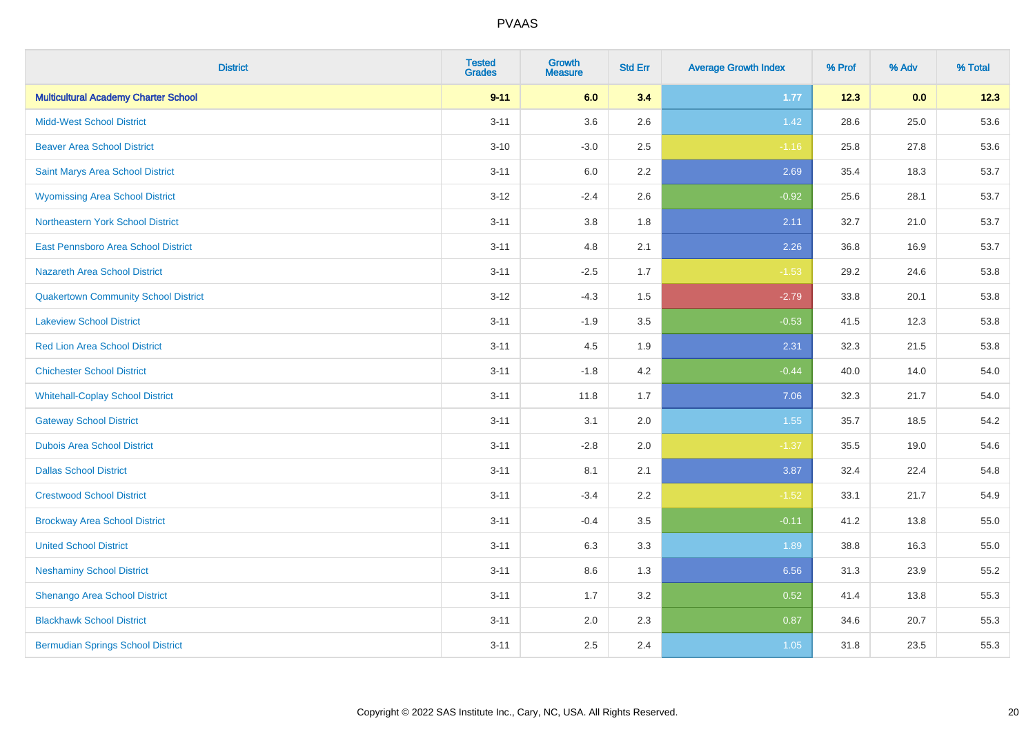| District | Tested Grades | Growth Measure | Std Err | Average Growth Index | % Prof | % Adv | % Total |
|---|---|---|---|---|---|---|---|
| **Multicultural Academy Charter School** | **9-11** | **6.0** | **3.4** | **1.77** | **12.3** | **0.0** | **12.3** |
| Midd-West School District | 3-11 | 3.6 | 2.6 | 1.42 | 28.6 | 25.0 | 53.6 |
| Beaver Area School District | 3-10 | -3.0 | 2.5 | -1.16 | 25.8 | 27.8 | 53.6 |
| Saint Marys Area School District | 3-11 | 6.0 | 2.2 | 2.69 | 35.4 | 18.3 | 53.7 |
| Wyomissing Area School District | 3-12 | -2.4 | 2.6 | -0.92 | 25.6 | 28.1 | 53.7 |
| Northeastern York School District | 3-11 | 3.8 | 1.8 | 2.11 | 32.7 | 21.0 | 53.7 |
| East Pennsboro Area School District | 3-11 | 4.8 | 2.1 | 2.26 | 36.8 | 16.9 | 53.7 |
| Nazareth Area School District | 3-11 | -2.5 | 1.7 | -1.53 | 29.2 | 24.6 | 53.8 |
| Quakertown Community School District | 3-12 | -4.3 | 1.5 | -2.79 | 33.8 | 20.1 | 53.8 |
| Lakeview School District | 3-11 | -1.9 | 3.5 | -0.53 | 41.5 | 12.3 | 53.8 |
| Red Lion Area School District | 3-11 | 4.5 | 1.9 | 2.31 | 32.3 | 21.5 | 53.8 |
| Chichester School District | 3-11 | -1.8 | 4.2 | -0.44 | 40.0 | 14.0 | 54.0 |
| Whitehall-Coplay School District | 3-11 | 11.8 | 1.7 | 7.06 | 32.3 | 21.7 | 54.0 |
| Gateway School District | 3-11 | 3.1 | 2.0 | 1.55 | 35.7 | 18.5 | 54.2 |
| Dubois Area School District | 3-11 | -2.8 | 2.0 | -1.37 | 35.5 | 19.0 | 54.6 |
| Dallas School District | 3-11 | 8.1 | 2.1 | 3.87 | 32.4 | 22.4 | 54.8 |
| Crestwood School District | 3-11 | -3.4 | 2.2 | -1.52 | 33.1 | 21.7 | 54.9 |
| Brockway Area School District | 3-11 | -0.4 | 3.5 | -0.11 | 41.2 | 13.8 | 55.0 |
| United School District | 3-11 | 6.3 | 3.3 | 1.89 | 38.8 | 16.3 | 55.0 |
| Neshaminy School District | 3-11 | 8.6 | 1.3 | 6.56 | 31.3 | 23.9 | 55.2 |
| Shenango Area School District | 3-11 | 1.7 | 3.2 | 0.52 | 41.4 | 13.8 | 55.3 |
| Blackhawk School District | 3-11 | 2.0 | 2.3 | 0.87 | 34.6 | 20.7 | 55.3 |
| Bermudian Springs School District | 3-11 | 2.5 | 2.4 | 1.05 | 31.8 | 23.5 | 55.3 |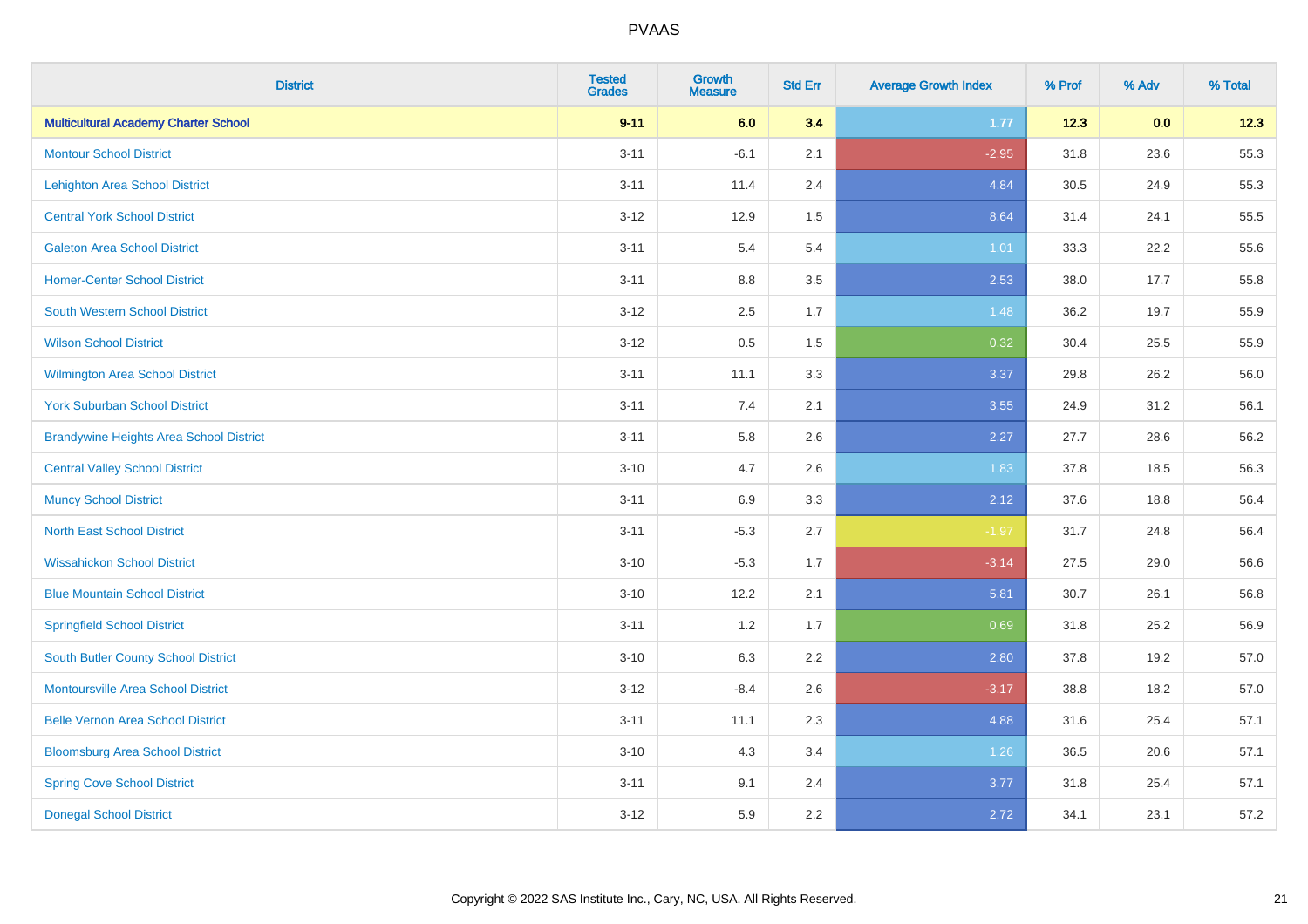# PVAAS

| District | Tested Grades | Growth Measure | Std Err | Average Growth Index | % Prof | % Adv | % Total |
|---|---|---|---|---|---|---|---|
| **Multicultural Academy Charter School** | **9-11** | **6.0** | **3.4** | **1.77** | **12.3** | **0.0** | **12.3** |
| Montour School District | 3-11 | -6.1 | 2.1 | -2.95 | 31.8 | 23.6 | 55.3 |
| Lehighton Area School District | 3-11 | 11.4 | 2.4 | 4.84 | 30.5 | 24.9 | 55.3 |
| Central York School District | 3-12 | 12.9 | 1.5 | 8.64 | 31.4 | 24.1 | 55.5 |
| Galeton Area School District | 3-11 | 5.4 | 5.4 | 1.01 | 33.3 | 22.2 | 55.6 |
| Homer-Center School District | 3-11 | 8.8 | 3.5 | 2.53 | 38.0 | 17.7 | 55.8 |
| South Western School District | 3-12 | 2.5 | 1.7 | 1.48 | 36.2 | 19.7 | 55.9 |
| Wilson School District | 3-12 | 0.5 | 1.5 | 0.32 | 30.4 | 25.5 | 55.9 |
| Wilmington Area School District | 3-11 | 11.1 | 3.3 | 3.37 | 29.8 | 26.2 | 56.0 |
| York Suburban School District | 3-11 | 7.4 | 2.1 | 3.55 | 24.9 | 31.2 | 56.1 |
| Brandywine Heights Area School District | 3-11 | 5.8 | 2.6 | 2.27 | 27.7 | 28.6 | 56.2 |
| Central Valley School District | 3-10 | 4.7 | 2.6 | 1.83 | 37.8 | 18.5 | 56.3 |
| Muncy School District | 3-11 | 6.9 | 3.3 | 2.12 | 37.6 | 18.8 | 56.4 |
| North East School District | 3-11 | -5.3 | 2.7 | -1.97 | 31.7 | 24.8 | 56.4 |
| Wissahickon School District | 3-10 | -5.3 | 1.7 | -3.14 | 27.5 | 29.0 | 56.6 |
| Blue Mountain School District | 3-10 | 12.2 | 2.1 | 5.81 | 30.7 | 26.1 | 56.8 |
| Springfield School District | 3-11 | 1.2 | 1.7 | 0.69 | 31.8 | 25.2 | 56.9 |
| South Butler County School District | 3-10 | 6.3 | 2.2 | 2.80 | 37.8 | 19.2 | 57.0 |
| Montoursville Area School District | 3-12 | -8.4 | 2.6 | -3.17 | 38.8 | 18.2 | 57.0 |
| Belle Vernon Area School District | 3-11 | 11.1 | 2.3 | 4.88 | 31.6 | 25.4 | 57.1 |
| Bloomsburg Area School District | 3-10 | 4.3 | 3.4 | 1.26 | 36.5 | 20.6 | 57.1 |
| Spring Cove School District | 3-11 | 9.1 | 2.4 | 3.77 | 31.8 | 25.4 | 57.1 |
| Donegal School District | 3-12 | 5.9 | 2.2 | 2.72 | 34.1 | 23.1 | 57.2 |

Copyright © 2022 SAS Institute Inc., Cary, NC, USA. All Rights Reserved.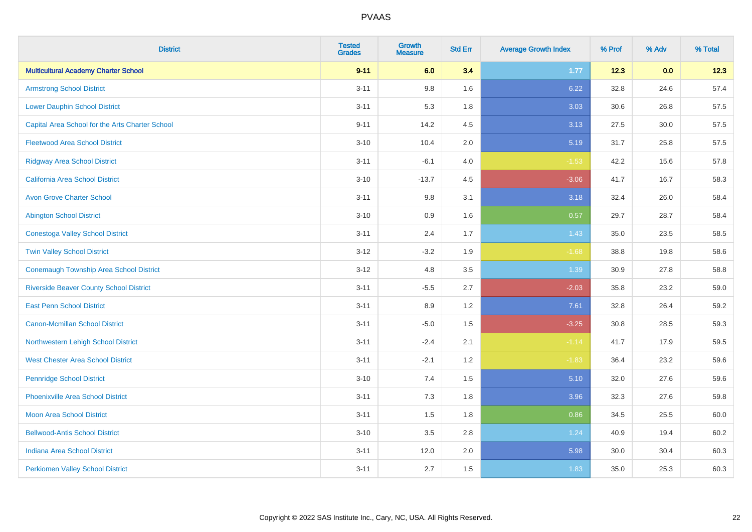# PVAAS

| District | Tested Grades | Growth Measure | Std Err | Average Growth Index | % Prof | % Adv | % Total |
|---|---|---|---|---|---|---|---|
| **Multicultural Academy Charter School** | **9-11** | **6.0** | **3.4** | **1.77** | **12.3** | **0.0** | **12.3** |
| Armstrong School District | 3-11 | 9.8 | 1.6 | 6.22 | 32.8 | 24.6 | 57.4 |
| Lower Dauphin School District | 3-11 | 5.3 | 1.8 | 3.03 | 30.6 | 26.8 | 57.5 |
| Capital Area School for the Arts Charter School | 9-11 | 14.2 | 4.5 | 3.13 | 27.5 | 30.0 | 57.5 |
| Fleetwood Area School District | 3-10 | 10.4 | 2.0 | 5.19 | 31.7 | 25.8 | 57.5 |
| Ridgway Area School District | 3-11 | -6.1 | 4.0 | -1.53 | 42.2 | 15.6 | 57.8 |
| California Area School District | 3-10 | -13.7 | 4.5 | -3.06 | 41.7 | 16.7 | 58.3 |
| Avon Grove Charter School | 3-11 | 9.8 | 3.1 | 3.18 | 32.4 | 26.0 | 58.4 |
| Abington School District | 3-10 | 0.9 | 1.6 | 0.57 | 29.7 | 28.7 | 58.4 |
| Conestoga Valley School District | 3-11 | 2.4 | 1.7 | 1.43 | 35.0 | 23.5 | 58.5 |
| Twin Valley School District | 3-12 | -3.2 | 1.9 | -1.68 | 38.8 | 19.8 | 58.6 |
| Conemaugh Township Area School District | 3-12 | 4.8 | 3.5 | 1.39 | 30.9 | 27.8 | 58.8 |
| Riverside Beaver County School District | 3-11 | -5.5 | 2.7 | -2.03 | 35.8 | 23.2 | 59.0 |
| East Penn School District | 3-11 | 8.9 | 1.2 | 7.61 | 32.8 | 26.4 | 59.2 |
| Canon-Mcmillan School District | 3-11 | -5.0 | 1.5 | -3.25 | 30.8 | 28.5 | 59.3 |
| Northwestern Lehigh School District | 3-11 | -2.4 | 2.1 | -1.14 | 41.7 | 17.9 | 59.5 |
| West Chester Area School District | 3-11 | -2.1 | 1.2 | -1.83 | 36.4 | 23.2 | 59.6 |
| Pennridge School District | 3-10 | 7.4 | 1.5 | 5.10 | 32.0 | 27.6 | 59.6 |
| Phoenixville Area School District | 3-11 | 7.3 | 1.8 | 3.96 | 32.3 | 27.6 | 59.8 |
| Moon Area School District | 3-11 | 1.5 | 1.8 | 0.86 | 34.5 | 25.5 | 60.0 |
| Bellwood-Antis School District | 3-10 | 3.5 | 2.8 | 1.24 | 40.9 | 19.4 | 60.2 |
| Indiana Area School District | 3-11 | 12.0 | 2.0 | 5.98 | 30.0 | 30.4 | 60.3 |
| Perkiomen Valley School District | 3-11 | 2.7 | 1.5 | 1.83 | 35.0 | 25.3 | 60.3 |

Copyright © 2022 SAS Institute Inc., Cary, NC, USA. All Rights Reserved.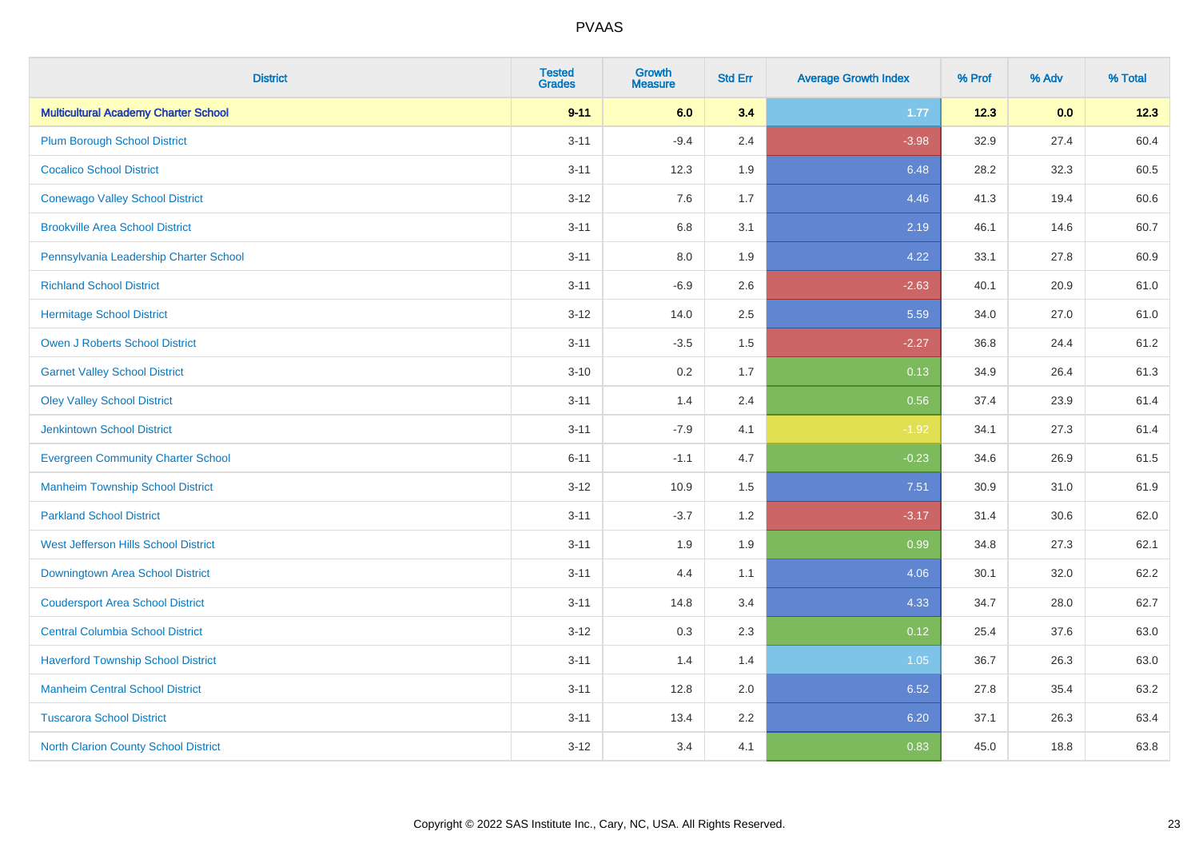# PVAAS

| District | Tested Grades | Growth Measure | Std Err | Average Growth Index | % Prof | % Adv | % Total |
|---|---|---|---|---|---|---|---|
| **Multicultural Academy Charter School** | **9-11** | **6.0** | **3.4** | **1.77** | **12.3** | **0.0** | **12.3** |
| Plum Borough School District | 3-11 | -9.4 | 2.4 | -3.98 | 32.9 | 27.4 | 60.4 |
| Cocalico School District | 3-11 | 12.3 | 1.9 | 6.48 | 28.2 | 32.3 | 60.5 |
| Conewago Valley School District | 3-12 | 7.6 | 1.7 | 4.46 | 41.3 | 19.4 | 60.6 |
| Brookville Area School District | 3-11 | 6.8 | 3.1 | 2.19 | 46.1 | 14.6 | 60.7 |
| Pennsylvania Leadership Charter School | 3-11 | 8.0 | 1.9 | 4.22 | 33.1 | 27.8 | 60.9 |
| Richland School District | 3-11 | -6.9 | 2.6 | -2.63 | 40.1 | 20.9 | 61.0 |
| Hermitage School District | 3-12 | 14.0 | 2.5 | 5.59 | 34.0 | 27.0 | 61.0 |
| Owen J Roberts School District | 3-11 | -3.5 | 1.5 | -2.27 | 36.8 | 24.4 | 61.2 |
| Garnet Valley School District | 3-10 | 0.2 | 1.7 | 0.13 | 34.9 | 26.4 | 61.3 |
| Oley Valley School District | 3-11 | 1.4 | 2.4 | 0.56 | 37.4 | 23.9 | 61.4 |
| Jenkintown School District | 3-11 | -7.9 | 4.1 | -1.92 | 34.1 | 27.3 | 61.4 |
| Evergreen Community Charter School | 6-11 | -1.1 | 4.7 | -0.23 | 34.6 | 26.9 | 61.5 |
| Manheim Township School District | 3-12 | 10.9 | 1.5 | 7.51 | 30.9 | 31.0 | 61.9 |
| Parkland School District | 3-11 | -3.7 | 1.2 | -3.17 | 31.4 | 30.6 | 62.0 |
| West Jefferson Hills School District | 3-11 | 1.9 | 1.9 | 0.99 | 34.8 | 27.3 | 62.1 |
| Downingtown Area School District | 3-11 | 4.4 | 1.1 | 4.06 | 30.1 | 32.0 | 62.2 |
| Coudersport Area School District | 3-11 | 14.8 | 3.4 | 4.33 | 34.7 | 28.0 | 62.7 |
| Central Columbia School District | 3-12 | 0.3 | 2.3 | 0.12 | 25.4 | 37.6 | 63.0 |
| Haverford Township School District | 3-11 | 1.4 | 1.4 | 1.05 | 36.7 | 26.3 | 63.0 |
| Manheim Central School District | 3-11 | 12.8 | 2.0 | 6.52 | 27.8 | 35.4 | 63.2 |
| Tuscarora School District | 3-11 | 13.4 | 2.2 | 6.20 | 37.1 | 26.3 | 63.4 |
| North Clarion County School District | 3-12 | 3.4 | 4.1 | 0.83 | 45.0 | 18.8 | 63.8 |

Copyright © 2022 SAS Institute Inc., Cary, NC, USA. All Rights Reserved.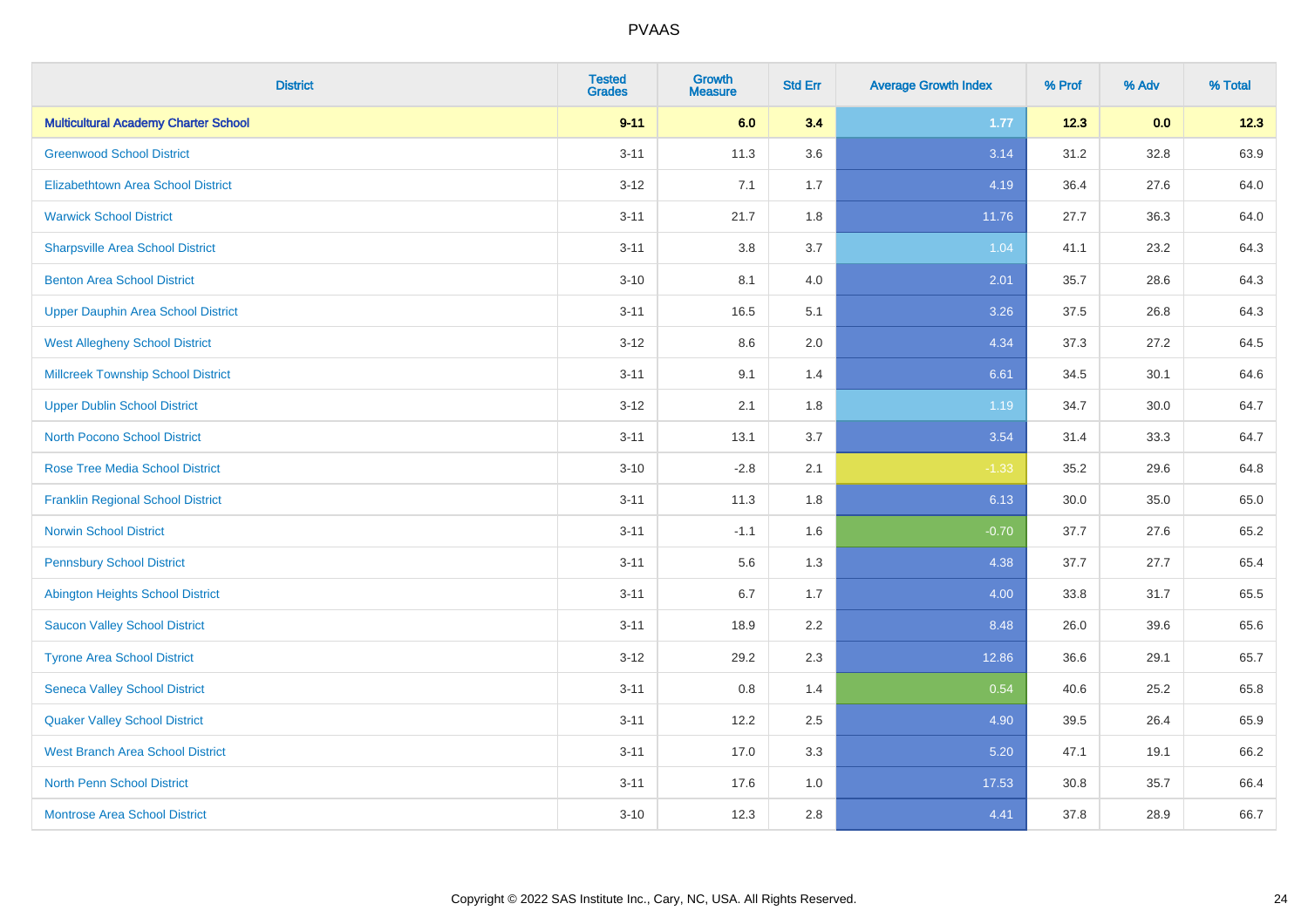| District | Tested Grades | Growth Measure | Std Err | Average Growth Index | % Prof | % Adv | % Total |
|---|---|---|---|---|---|---|---|
| **Multicultural Academy Charter School** | **9-11** | **6.0** | **3.4** | **1.77** | **12.3** | **0.0** | **12.3** |
| Greenwood School District | 3-11 | 11.3 | 3.6 | 3.14 | 31.2 | 32.8 | 63.9 |
| Elizabethtown Area School District | 3-12 | 7.1 | 1.7 | 4.19 | 36.4 | 27.6 | 64.0 |
| Warwick School District | 3-11 | 21.7 | 1.8 | 11.76 | 27.7 | 36.3 | 64.0 |
| Sharpsville Area School District | 3-11 | 3.8 | 3.7 | 1.04 | 41.1 | 23.2 | 64.3 |
| Benton Area School District | 3-10 | 8.1 | 4.0 | 2.01 | 35.7 | 28.6 | 64.3 |
| Upper Dauphin Area School District | 3-11 | 16.5 | 5.1 | 3.26 | 37.5 | 26.8 | 64.3 |
| West Allegheny School District | 3-12 | 8.6 | 2.0 | 4.34 | 37.3 | 27.2 | 64.5 |
| Millcreek Township School District | 3-11 | 9.1 | 1.4 | 6.61 | 34.5 | 30.1 | 64.6 |
| Upper Dublin School District | 3-12 | 2.1 | 1.8 | 1.19 | 34.7 | 30.0 | 64.7 |
| North Pocono School District | 3-11 | 13.1 | 3.7 | 3.54 | 31.4 | 33.3 | 64.7 |
| Rose Tree Media School District | 3-10 | -2.8 | 2.1 | -1.33 | 35.2 | 29.6 | 64.8 |
| Franklin Regional School District | 3-11 | 11.3 | 1.8 | 6.13 | 30.0 | 35.0 | 65.0 |
| Norwin School District | 3-11 | -1.1 | 1.6 | -0.70 | 37.7 | 27.6 | 65.2 |
| Pennsbury School District | 3-11 | 5.6 | 1.3 | 4.38 | 37.7 | 27.7 | 65.4 |
| Abington Heights School District | 3-11 | 6.7 | 1.7 | 4.00 | 33.8 | 31.7 | 65.5 |
| Saucon Valley School District | 3-11 | 18.9 | 2.2 | 8.48 | 26.0 | 39.6 | 65.6 |
| Tyrone Area School District | 3-12 | 29.2 | 2.3 | 12.86 | 36.6 | 29.1 | 65.7 |
| Seneca Valley School District | 3-11 | 0.8 | 1.4 | 0.54 | 40.6 | 25.2 | 65.8 |
| Quaker Valley School District | 3-11 | 12.2 | 2.5 | 4.90 | 39.5 | 26.4 | 65.9 |
| West Branch Area School District | 3-11 | 17.0 | 3.3 | 5.20 | 47.1 | 19.1 | 66.2 |
| North Penn School District | 3-11 | 17.6 | 1.0 | 17.53 | 30.8 | 35.7 | 66.4 |
| Montrose Area School District | 3-10 | 12.3 | 2.8 | 4.41 | 37.8 | 28.9 | 66.7 |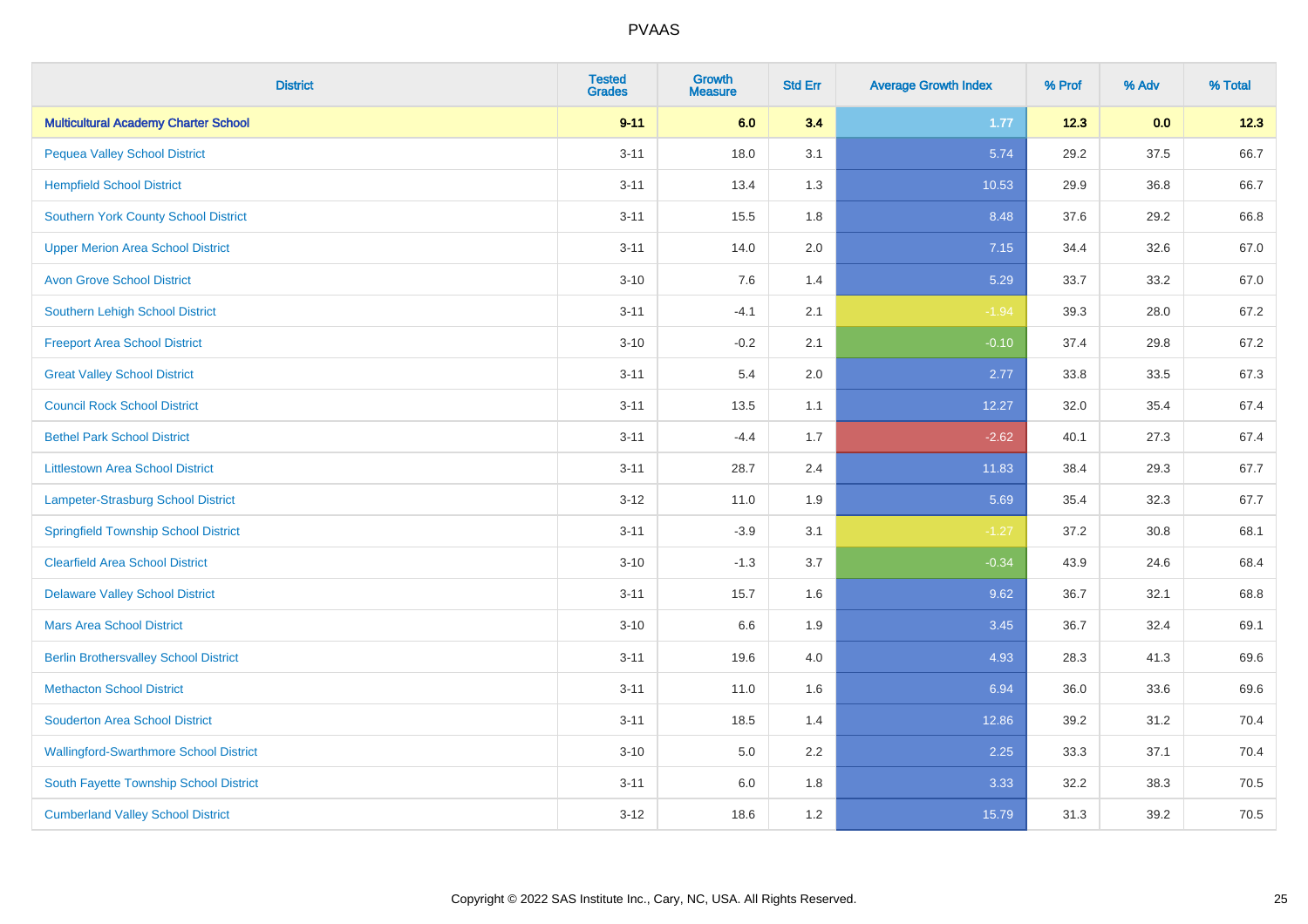PVAAS

| District | Tested Grades | Growth Measure | Std Err | Average Growth Index | % Prof | % Adv | % Total |
|---|---|---|---|---|---|---|---|
| **Multicultural Academy Charter School** | **9-11** | **6.0** | **3.4** | **1.77** | **12.3** | **0.0** | **12.3** |
| Pequea Valley School District | 3-11 | 18.0 | 3.1 | 5.74 | 29.2 | 37.5 | 66.7 |
| Hempfield School District | 3-11 | 13.4 | 1.3 | 10.53 | 29.9 | 36.8 | 66.7 |
| Southern York County School District | 3-11 | 15.5 | 1.8 | 8.48 | 37.6 | 29.2 | 66.8 |
| Upper Merion Area School District | 3-11 | 14.0 | 2.0 | 7.15 | 34.4 | 32.6 | 67.0 |
| Avon Grove School District | 3-10 | 7.6 | 1.4 | 5.29 | 33.7 | 33.2 | 67.0 |
| Southern Lehigh School District | 3-11 | -4.1 | 2.1 | -1.94 | 39.3 | 28.0 | 67.2 |
| Freeport Area School District | 3-10 | -0.2 | 2.1 | -0.10 | 37.4 | 29.8 | 67.2 |
| Great Valley School District | 3-11 | 5.4 | 2.0 | 2.77 | 33.8 | 33.5 | 67.3 |
| Council Rock School District | 3-11 | 13.5 | 1.1 | 12.27 | 32.0 | 35.4 | 67.4 |
| Bethel Park School District | 3-11 | -4.4 | 1.7 | -2.62 | 40.1 | 27.3 | 67.4 |
| Littlestown Area School District | 3-11 | 28.7 | 2.4 | 11.83 | 38.4 | 29.3 | 67.7 |
| Lampeter-Strasburg School District | 3-12 | 11.0 | 1.9 | 5.69 | 35.4 | 32.3 | 67.7 |
| Springfield Township School District | 3-11 | -3.9 | 3.1 | -1.27 | 37.2 | 30.8 | 68.1 |
| Clearfield Area School District | 3-10 | -1.3 | 3.7 | -0.34 | 43.9 | 24.6 | 68.4 |
| Delaware Valley School District | 3-11 | 15.7 | 1.6 | 9.62 | 36.7 | 32.1 | 68.8 |
| Mars Area School District | 3-10 | 6.6 | 1.9 | 3.45 | 36.7 | 32.4 | 69.1 |
| Berlin Brothersvalley School District | 3-11 | 19.6 | 4.0 | 4.93 | 28.3 | 41.3 | 69.6 |
| Methacton School District | 3-11 | 11.0 | 1.6 | 6.94 | 36.0 | 33.6 | 69.6 |
| Souderton Area School District | 3-11 | 18.5 | 1.4 | 12.86 | 39.2 | 31.2 | 70.4 |
| Wallingford-Swarthmore School District | 3-10 | 5.0 | 2.2 | 2.25 | 33.3 | 37.1 | 70.4 |
| South Fayette Township School District | 3-11 | 6.0 | 1.8 | 3.33 | 32.2 | 38.3 | 70.5 |
| Cumberland Valley School District | 3-12 | 18.6 | 1.2 | 15.79 | 31.3 | 39.2 | 70.5 |

Copyright © 2022 SAS Institute Inc., Cary, NC, USA. All Rights Reserved.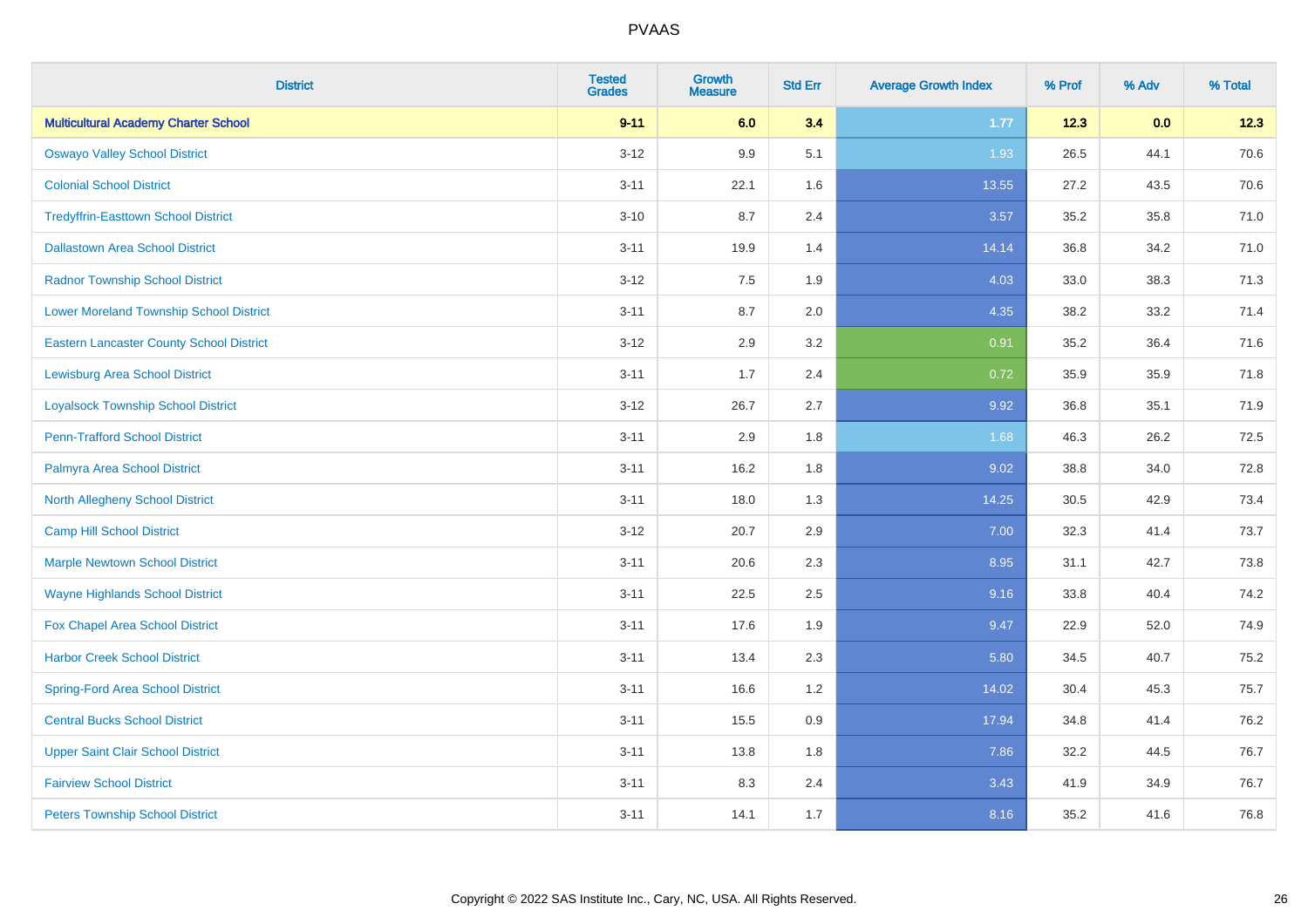# PVAAS

| District | Tested Grades | Growth Measure | Std Err | Average Growth Index | % Prof | % Adv | % Total |
|---|---|---|---|---|---|---|---|
| **Multicultural Academy Charter School** | **9-11** | **6.0** | **3.4** | **1.77** | **12.3** | **0.0** | **12.3** |
| Oswayo Valley School District | 3-12 | 9.9 | 5.1 | 1.93 | 26.5 | 44.1 | 70.6 |
| Colonial School District | 3-11 | 22.1 | 1.6 | 13.55 | 27.2 | 43.5 | 70.6 |
| Tredyffrin-Easttown School District | 3-10 | 8.7 | 2.4 | 3.57 | 35.2 | 35.8 | 71.0 |
| Dallastown Area School District | 3-11 | 19.9 | 1.4 | 14.14 | 36.8 | 34.2 | 71.0 |
| Radnor Township School District | 3-12 | 7.5 | 1.9 | 4.03 | 33.0 | 38.3 | 71.3 |
| Lower Moreland Township School District | 3-11 | 8.7 | 2.0 | 4.35 | 38.2 | 33.2 | 71.4 |
| Eastern Lancaster County School District | 3-12 | 2.9 | 3.2 | 0.91 | 35.2 | 36.4 | 71.6 |
| Lewisburg Area School District | 3-11 | 1.7 | 2.4 | 0.72 | 35.9 | 35.9 | 71.8 |
| Loyalsock Township School District | 3-12 | 26.7 | 2.7 | 9.92 | 36.8 | 35.1 | 71.9 |
| Penn-Trafford School District | 3-11 | 2.9 | 1.8 | 1.68 | 46.3 | 26.2 | 72.5 |
| Palmyra Area School District | 3-11 | 16.2 | 1.8 | 9.02 | 38.8 | 34.0 | 72.8 |
| North Allegheny School District | 3-11 | 18.0 | 1.3 | 14.25 | 30.5 | 42.9 | 73.4 |
| Camp Hill School District | 3-12 | 20.7 | 2.9 | 7.00 | 32.3 | 41.4 | 73.7 |
| Marple Newtown School District | 3-11 | 20.6 | 2.3 | 8.95 | 31.1 | 42.7 | 73.8 |
| Wayne Highlands School District | 3-11 | 22.5 | 2.5 | 9.16 | 33.8 | 40.4 | 74.2 |
| Fox Chapel Area School District | 3-11 | 17.6 | 1.9 | 9.47 | 22.9 | 52.0 | 74.9 |
| Harbor Creek School District | 3-11 | 13.4 | 2.3 | 5.80 | 34.5 | 40.7 | 75.2 |
| Spring-Ford Area School District | 3-11 | 16.6 | 1.2 | 14.02 | 30.4 | 45.3 | 75.7 |
| Central Bucks School District | 3-11 | 15.5 | 0.9 | 17.94 | 34.8 | 41.4 | 76.2 |
| Upper Saint Clair School District | 3-11 | 13.8 | 1.8 | 7.86 | 32.2 | 44.5 | 76.7 |
| Fairview School District | 3-11 | 8.3 | 2.4 | 3.43 | 41.9 | 34.9 | 76.7 |
| Peters Township School District | 3-11 | 14.1 | 1.7 | 8.16 | 35.2 | 41.6 | 76.8 |

Copyright © 2022 SAS Institute Inc., Cary, NC, USA. All Rights Reserved.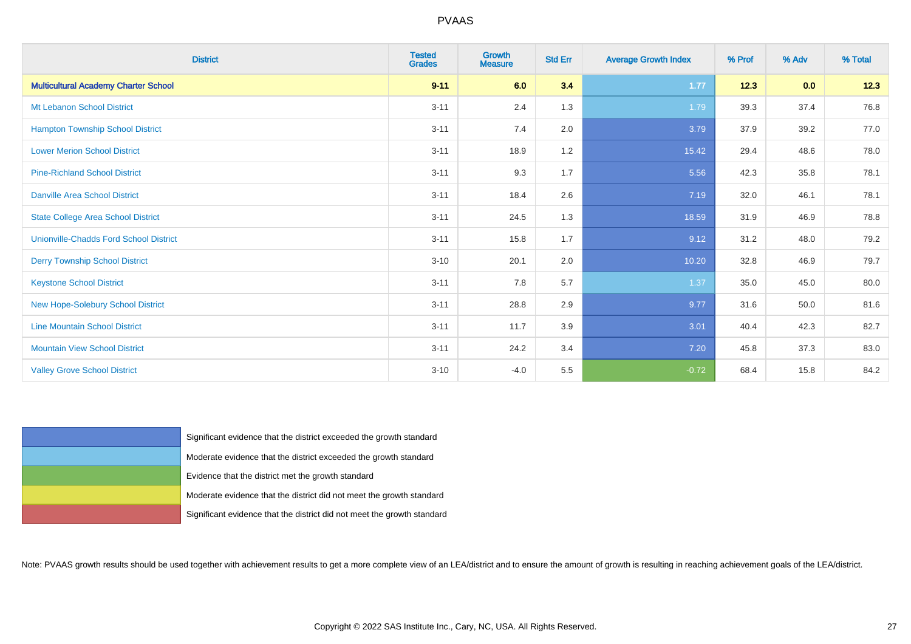PVAAS

| District | Tested Grades | Growth Measure | Std Err | Average Growth Index | % Prof | % Adv | % Total |
|---|---|---|---|---|---|---|---|
| **Multicultural Academy Charter School** | **9-11** | **6.0** | **3.4** | **1.77** | **12.3** | **0.0** | **12.3** |
| Mt Lebanon School District | 3-11 | 2.4 | 1.3 | 1.79 | 39.3 | 37.4 | 76.8 |
| Hampton Township School District | 3-11 | 7.4 | 2.0 | 3.79 | 37.9 | 39.2 | 77.0 |
| Lower Merion School District | 3-11 | 18.9 | 1.2 | 15.42 | 29.4 | 48.6 | 78.0 |
| Pine-Richland School District | 3-11 | 9.3 | 1.7 | 5.56 | 42.3 | 35.8 | 78.1 |
| Danville Area School District | 3-11 | 18.4 | 2.6 | 7.19 | 32.0 | 46.1 | 78.1 |
| State College Area School District | 3-11 | 24.5 | 1.3 | 18.59 | 31.9 | 46.9 | 78.8 |
| Unionville-Chadds Ford School District | 3-11 | 15.8 | 1.7 | 9.12 | 31.2 | 48.0 | 79.2 |
| Derry Township School District | 3-10 | 20.1 | 2.0 | 10.20 | 32.8 | 46.9 | 79.7 |
| Keystone School District | 3-11 | 7.8 | 5.7 | 1.37 | 35.0 | 45.0 | 80.0 |
| New Hope-Solebury School District | 3-11 | 28.8 | 2.9 | 9.77 | 31.6 | 50.0 | 81.6 |
| Line Mountain School District | 3-11 | 11.7 | 3.9 | 3.01 | 40.4 | 42.3 | 82.7 |
| Mountain View School District | 3-11 | 24.2 | 3.4 | 7.20 | 45.8 | 37.3 | 83.0 |
| Valley Grove School District | 3-10 | -4.0 | 5.5 | -0.72 | 68.4 | 15.8 | 84.2 |

Significant evidence that the district exceeded the growth standard

Moderate evidence that the district exceeded the growth standard

Evidence that the district met the growth standard

Moderate evidence that the district did not meet the growth standard

Significant evidence that the district did not meet the growth standard

Note: PVAAS growth results should be used together with achievement results to get a more complete view of an LEA/district and to ensure the amount of growth is resulting in reaching achievement goals of the LEA/district.

Copyright © 2022 SAS Institute Inc., Cary, NC, USA. All Rights Reserved.